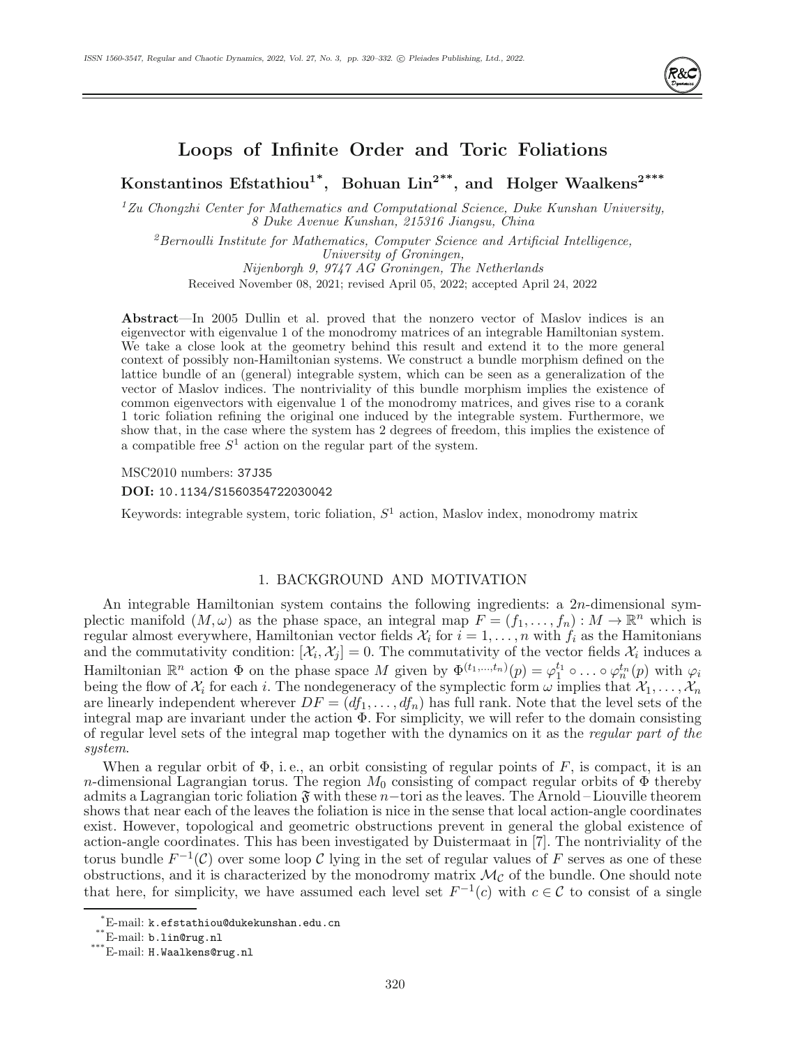# Loops of Infinite Order and Toric Foliations

**Konstantinos Efstathiou[1*], Bohuan Lin[2**], and Holger Waalkens[2***]**

[1]*Zu Chongzhi Center for Mathematics and Computational Science, Duke Kunshan University, 8 Duke Avenue Kunshan, 215316 Jiangsu, China*

[2]*Bernoulli Institute for Mathematics, Computer Science and Artificial Intelligence, University of Groningen, Nijenborgh 9, 9747 AG Groningen, The Netherlands*

Received November 08, 2021; revised April 05, 2022; accepted April 24, 2022

**Abstract**—In 2005 Dullin et al. proved that the nonzero vector of Maslov indices is an eigenvector with eigenvalue 1 of the monodromy matrices of an integrable Hamiltonian system. We take a close look at the geometry behind this result and extend it to the more general context of possibly non-Hamiltonian systems. We construct a bundle morphism defined on the lattice bundle of an (general) integrable system, which can be seen as a generalization of the vector of Maslov indices. The nontriviality of this bundle morphism implies the existence of common eigenvectors with eigenvalue 1 of the monodromy matrices, and gives rise to a corank 1 toric foliation refining the original one induced by the integrable system. Furthermore, we show that, in the case where the system has 2 degrees of freedom, this implies the existence of a compatible free $S^1$ action on the regular part of the system.

MSC2010 numbers: 37J35

**DOI:** 10.1134/S1560354722030042

Keywords: integrable system, toric foliation, $S^1$ action, Maslov index, monodromy matrix

## 1. BACKGROUND AND MOTIVATION

An integrable Hamiltonian system contains the following ingredients: a $2n$-dimensional symplectic manifold $(M, \omega)$ as the phase space, an integral map $F = (f_1, \ldots, f_n) : M \to \mathbb{R}^n$ which is regular almost everywhere, Hamiltonian vector fields $\mathcal{X}_i$ for $i = 1, \ldots, n$ with $f_i$ as the Hamitonians and the commutativity condition: $[\mathcal{X}_i, \mathcal{X}_j] = 0$. The commutativity of the vector fields $\mathcal{X}_i$ induces a Hamiltonian $\mathbb{R}^n$ action $\Phi$ on the phase space $M$ given by $\Phi^{(t_1,\ldots,t_n)}(p) = \varphi_1^{t_1} \circ \ldots \circ \varphi_n^{t_n}(p)$ with $\varphi_i$ being the flow of $\mathcal{X}_i$ for each $i$. The nondegeneracy of the symplectic form $\omega$ implies that $\mathcal{X}_1, \ldots, \mathcal{X}_n$ are linearly independent wherever $DF = (df_1, \ldots, df_n)$ has full rank. Note that the level sets of the integral map are invariant under the action $\Phi$. For simplicity, we will refer to the domain consisting of regular level sets of the integral map together with the dynamics on it as the *regular part of the system*.

When a regular orbit of $\Phi$, i. e., an orbit consisting of regular points of $F$, is compact, it is an $n$-dimensional Lagrangian torus. The region $M_0$ consisting of compact regular orbits of $\Phi$ thereby admits a Lagrangian toric foliation $\mathfrak{F}$ with these $n-$tori as the leaves. The Arnold–Liouville theorem shows that near each of the leaves the foliation is nice in the sense that local action-angle coordinates exist. However, topological and geometric obstructions prevent in general the global existence of action-angle coordinates. This has been investigated by Duistermaat in [7]. The nontriviality of the torus bundle $F^{-1}(\mathcal{C})$ over some loop $\mathcal{C}$ lying in the set of regular values of $F$ serves as one of these obstructions, and it is characterized by the monodromy matrix $\mathcal{M}_{\mathcal{C}}$ of the bundle. One should note that here, for simplicity, we have assumed each level set $F^{-1}(c)$ with $c \in \mathcal{C}$ to consist of a single

[*]E-mail: k.efstathiou@dukekunshan.edu.cn

[**]E-mail: b.lin@rug.nl

[***]E-mail: H.Waalkens@rug.nl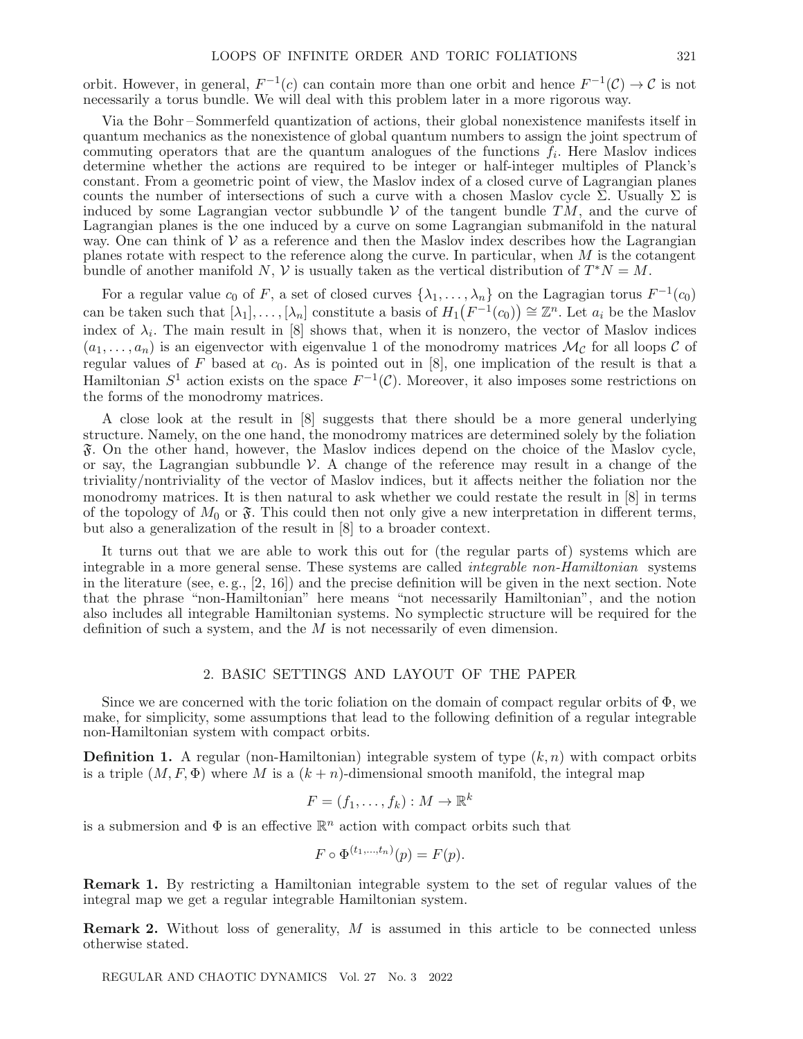orbit. However, in general, $F^{-1}(c)$ can contain more than one orbit and hence $F^{-1}(\mathcal{C}) \to \mathcal{C}$ is not necessarily a torus bundle. We will deal with this problem later in a more rigorous way.

Via the Bohr – Sommerfeld quantization of actions, their global nonexistence manifests itself in quantum mechanics as the nonexistence of global quantum numbers to assign the joint spectrum of commuting operators that are the quantum analogues of the functions $f_i$. Here Maslov indices determine whether the actions are required to be integer or half-integer multiples of Planck's constant. From a geometric point of view, the Maslov index of a closed curve of Lagrangian planes counts the number of intersections of such a curve with a chosen Maslov cycle $\Sigma$. Usually $\Sigma$ is induced by some Lagrangian vector subbundle $\mathcal{V}$ of the tangent bundle $TM$, and the curve of Lagrangian planes is the one induced by a curve on some Lagrangian submanifold in the natural way. One can think of $\mathcal{V}$ as a reference and then the Maslov index describes how the Lagrangian planes rotate with respect to the reference along the curve. In particular, when $M$ is the cotangent bundle of another manifold $N$, $\mathcal{V}$ is usually taken as the vertical distribution of $T^*N = M$.

For a regular value $c_0$ of $F$, a set of closed curves $\{\lambda_1, \dots, \lambda_n\}$ on the Lagragian torus $F^{-1}(c_0)$ can be taken such that $[\lambda_1], \dots, [\lambda_n]$ constitute a basis of $H_1\big(F^{-1}(c_0)\big) \cong \mathbb{Z}^n$. Let $a_i$ be the Maslov index of $\lambda_i$. The main result in [8] shows that, when it is nonzero, the vector of Maslov indices $(a_1, \dots, a_n)$ is an eigenvector with eigenvalue 1 of the monodromy matrices $\mathcal{M}_\mathcal{C}$ for all loops $\mathcal{C}$ of regular values of $F$ based at $c_0$. As is pointed out in [8], one implication of the result is that a Hamiltonian $S^1$ action exists on the space $F^{-1}(\mathcal{C})$. Moreover, it also imposes some restrictions on the forms of the monodromy matrices.

A close look at the result in [8] suggests that there should be a more general underlying structure. Namely, on the one hand, the monodromy matrices are determined solely by the foliation $\mathfrak{F}$. On the other hand, however, the Maslov indices depend on the choice of the Maslov cycle, or say, the Lagrangian subbundle $\mathcal{V}$. A change of the reference may result in a change of the triviality/nontriviality of the vector of Maslov indices, but it affects neither the foliation nor the monodromy matrices. It is then natural to ask whether we could restate the result in [8] in terms of the topology of $M_0$ or $\mathfrak{F}$. This could then not only give a new interpretation in different terms, but also a generalization of the result in [8] to a broader context.

It turns out that we are able to work this out for (the regular parts of) systems which are integrable in a more general sense. These systems are called *integrable non-Hamiltonian* systems in the literature (see, e. g., [2, 16]) and the precise definition will be given in the next section. Note that the phrase "non-Hamiltonian" here means "not necessarily Hamiltonian", and the notion also includes all integrable Hamiltonian systems. No symplectic structure will be required for the definition of such a system, and the $M$ is not necessarily of even dimension.

## 2. BASIC SETTINGS AND LAYOUT OF THE PAPER

Since we are concerned with the toric foliation on the domain of compact regular orbits of $\Phi$, we make, for simplicity, some assumptions that lead to the following definition of a regular integrable non-Hamiltonian system with compact orbits.

**Definition 1.** A regular (non-Hamiltonian) integrable system of type $(k, n)$ with compact orbits is a triple $(M, F, \Phi)$ where $M$ is a $(k + n)$-dimensional smooth manifold, the integral map

$$F = (f_1, \dots, f_k) : M \to \mathbb{R}^k$$

is a submersion and $\Phi$ is an effective $\mathbb{R}^n$ action with compact orbits such that

$$F \circ \Phi^{(t_1, \dots, t_n)}(p) = F(p).$$

**Remark 1.** By restricting a Hamiltonian integrable system to the set of regular values of the integral map we get a regular integrable Hamiltonian system.

**Remark 2.** Without loss of generality, $M$ is assumed in this article to be connected unless otherwise stated.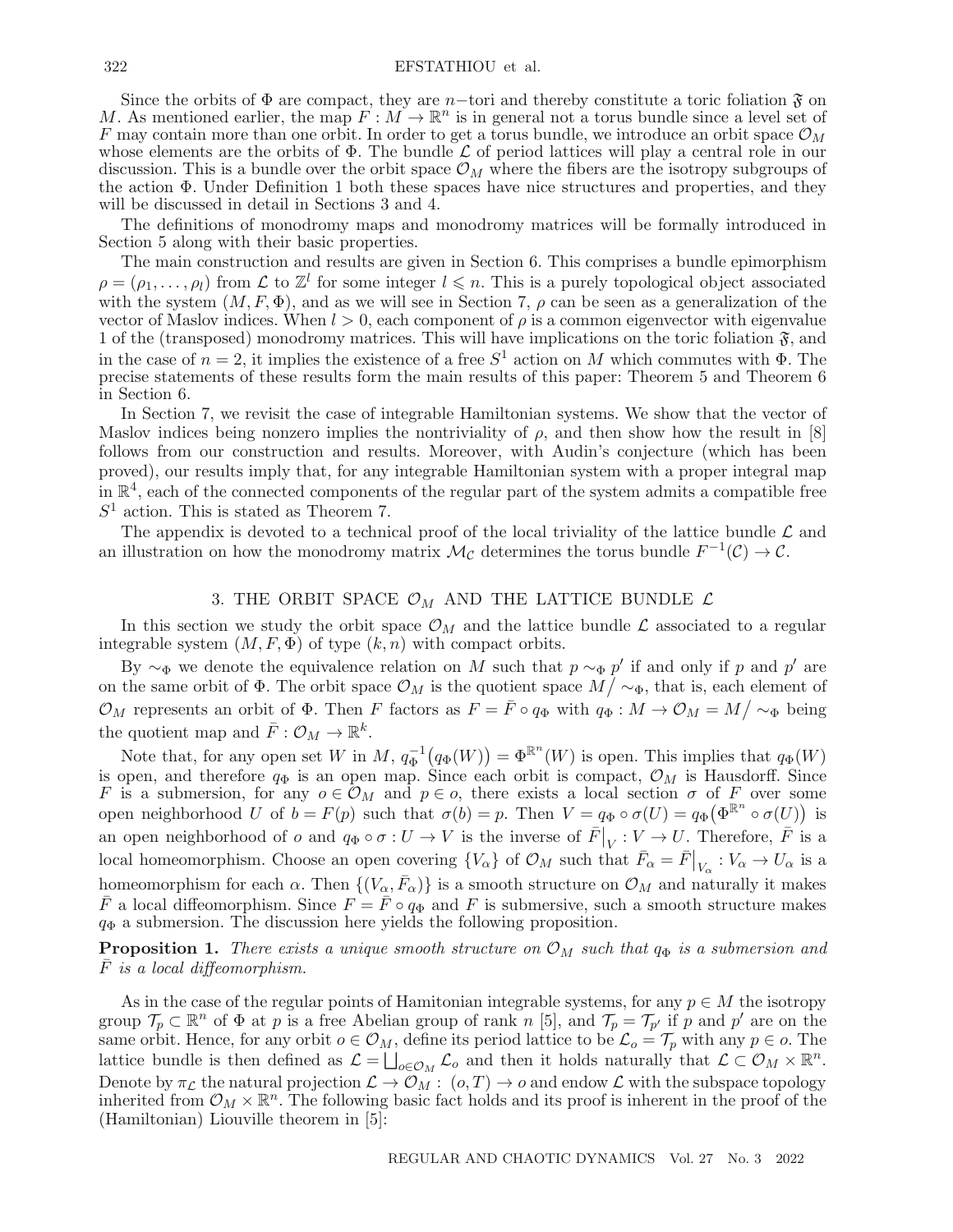Since the orbits of $\Phi$ are compact, they are $n-$tori and thereby constitute a toric foliation $\mathfrak{F}$ on $M$. As mentioned earlier, the map $F : M \to \mathbb{R}^n$ is in general not a torus bundle since a level set of $F$ may contain more than one orbit. In order to get a torus bundle, we introduce an orbit space $\mathcal{O}_M$ whose elements are the orbits of $\Phi$. The bundle $\mathcal{L}$ of period lattices will play a central role in our discussion. This is a bundle over the orbit space $\mathcal{O}_M$ where the fibers are the isotropy subgroups of the action $\Phi$. Under Definition 1 both these spaces have nice structures and properties, and they will be discussed in detail in Sections 3 and 4.

The definitions of monodromy maps and monodromy matrices will be formally introduced in Section 5 along with their basic properties.

The main construction and results are given in Section 6. This comprises a bundle epimorphism $\rho = (\rho_1, \ldots, \rho_l)$ from $\mathcal{L}$ to $\mathbb{Z}^l$ for some integer $l \leqslant n$. This is a purely topological object associated with the system $(M, F, \Phi)$, and as we will see in Section 7, $\rho$ can be seen as a generalization of the vector of Maslov indices. When $l > 0$, each component of $\rho$ is a common eigenvector with eigenvalue 1 of the (transposed) monodromy matrices. This will have implications on the toric foliation $\mathfrak{F}$, and in the case of $n = 2$, it implies the existence of a free $S^1$ action on $M$ which commutes with $\Phi$. The precise statements of these results form the main results of this paper: Theorem 5 and Theorem 6 in Section 6.

In Section 7, we revisit the case of integrable Hamiltonian systems. We show that the vector of Maslov indices being nonzero implies the nontriviality of $\rho$, and then show how the result in [8] follows from our construction and results. Moreover, with Audin's conjecture (which has been proved), our results imply that, for any integrable Hamiltonian system with a proper integral map in $\mathbb{R}^4$, each of the connected components of the regular part of the system admits a compatible free $S^1$ action. This is stated as Theorem 7.

The appendix is devoted to a technical proof of the local triviality of the lattice bundle $\mathcal{L}$ and an illustration on how the monodromy matrix $\mathcal{M}_\mathcal{C}$ determines the torus bundle $F^{-1}(\mathcal{C}) \to \mathcal{C}$.

## 3. THE ORBIT SPACE $\mathcal{O}_M$ AND THE LATTICE BUNDLE $\mathcal{L}$

In this section we study the orbit space $\mathcal{O}_M$ and the lattice bundle $\mathcal{L}$ associated to a regular integrable system $(M, F, \Phi)$ of type $(k, n)$ with compact orbits.

By $\sim_\Phi$ we denote the equivalence relation on $M$ such that $p \sim_\Phi p'$ if and only if $p$ and $p'$ are on the same orbit of $\Phi$. The orbit space $\mathcal{O}_M$ is the quotient space $M/\sim_\Phi$, that is, each element of $\mathcal{O}_M$ represents an orbit of $\Phi$. Then $F$ factors as $F = \bar{F} \circ q_\Phi$ with $q_\Phi : M \to \mathcal{O}_M = M/\sim_\Phi$ being the quotient map and $\bar{F} : \mathcal{O}_M \to \mathbb{R}^k$.

Note that, for any open set $W$ in $M$, $q_\Phi^{-1}\big(q_\Phi(W)\big) = \Phi^{\mathbb{R}^n}(W)$ is open. This implies that $q_\Phi(W)$ is open, and therefore $q_\Phi$ is an open map. Since each orbit is compact, $\mathcal{O}_M$ is Hausdorff. Since $F$ is a submersion, for any $o \in \mathcal{O}_M$ and $p \in o$, there exists a local section $\sigma$ of $F$ over some open neighborhood $U$ of $b = F(p)$ such that $\sigma(b) = p$. Then $V = q_\Phi \circ \sigma(U) = q_\Phi\big(\Phi^{\mathbb{R}^n} \circ \sigma(U)\big)$ is an open neighborhood of $o$ and $q_\Phi \circ \sigma : U \to V$ is the inverse of $\bar{F}\big|_V : V \to U$. Therefore, $\bar{F}$ is a local homeomorphism. Choose an open covering $\{V_\alpha\}$ of $\mathcal{O}_M$ such that $\bar{F}_\alpha = \bar{F}\big|_{V_\alpha} : V_\alpha \to U_\alpha$ is a homeomorphism for each $\alpha$. Then $\{(V_\alpha, \bar{F}_\alpha)\}$ is a smooth structure on $\mathcal{O}_M$ and naturally it makes $\bar{F}$ a local diffeomorphism. Since $F = \bar{F} \circ q_\Phi$ and $F$ is submersive, such a smooth structure makes $q_\Phi$ a submersion. The discussion here yields the following proposition.

**Proposition 1.** *There exists a unique smooth structure on $\mathcal{O}_M$ such that $q_\Phi$ is a submersion and $\bar{F}$ is a local diffeomorphism.*

As in the case of the regular points of Hamitonian integrable systems, for any $p \in M$ the isotropy group $\mathcal{T}_p \subset \mathbb{R}^n$ of $\Phi$ at $p$ is a free Abelian group of rank $n$ [5], and $\mathcal{T}_p = \mathcal{T}_{p'}$ if $p$ and $p'$ are on the same orbit. Hence, for any orbit $o \in \mathcal{O}_M$, define its period lattice to be $\mathcal{L}_o = \mathcal{T}_p$ with any $p \in o$. The lattice bundle is then defined as $\mathcal{L} = \bigsqcup_{o \in \mathcal{O}_M} \mathcal{L}_o$ and then it holds naturally that $\mathcal{L} \subset \mathcal{O}_M \times \mathbb{R}^n$. Denote by $\pi_\mathcal{L}$ the natural projection $\mathcal{L} \to \mathcal{O}_M : (o, T) \to o$ and endow $\mathcal{L}$ with the subspace topology inherited from $\mathcal{O}_M \times \mathbb{R}^n$. The following basic fact holds and its proof is inherent in the proof of the (Hamiltonian) Liouville theorem in [5]: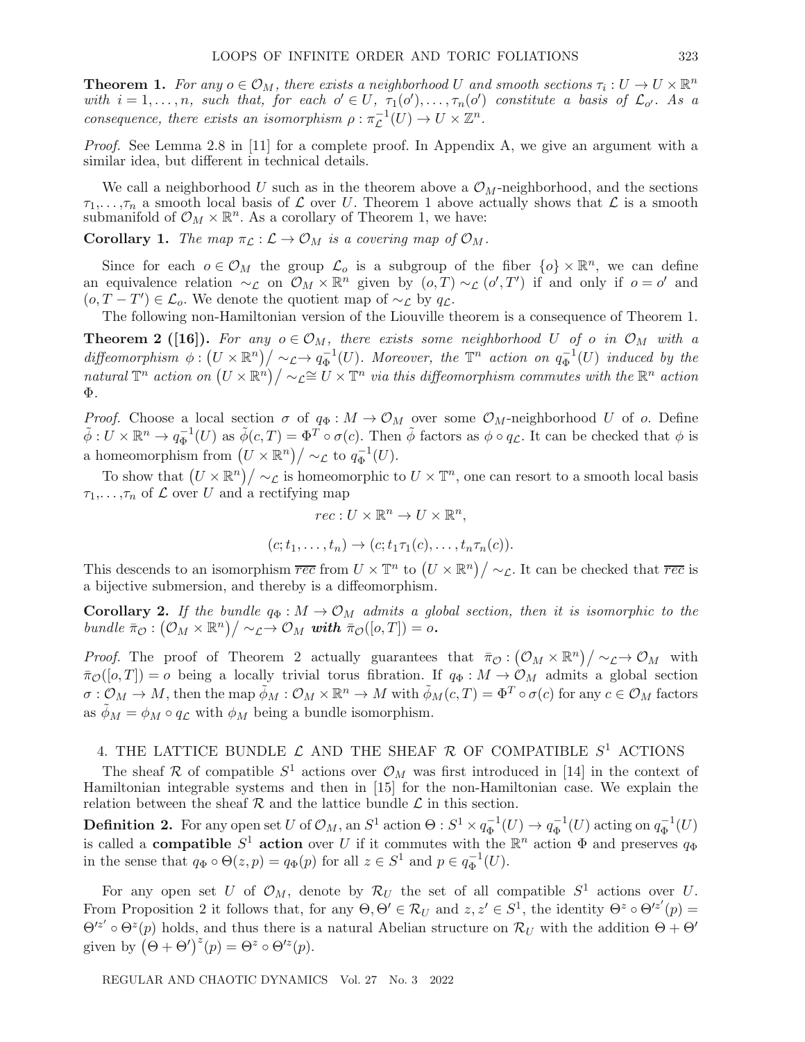**Theorem 1.** *For any $o \in \mathcal{O}_M$, there exists a neighborhood $U$ and smooth sections $\tau_i : U \to U \times \mathbb{R}^n$ with $i = 1, \ldots, n$, such that, for each $o' \in U$, $\tau_1(o'), \ldots, \tau_n(o')$ constitute a basis of $\mathcal{L}_{o'}$. As a consequence, there exists an isomorphism $\rho : \pi_{\mathcal{L}}^{-1}(U) \to U \times \mathbb{Z}^n$.*

*Proof.* See Lemma 2.8 in [11] for a complete proof. In Appendix A, we give an argument with a similar idea, but different in technical details.

We call a neighborhood $U$ such as in the theorem above a $\mathcal{O}_M$-neighborhood, and the sections $\tau_1, \ldots, \tau_n$ a smooth local basis of $\mathcal{L}$ over $U$. Theorem 1 above actually shows that $\mathcal{L}$ is a smooth submanifold of $\mathcal{O}_M \times \mathbb{R}^n$. As a corollary of Theorem 1, we have:

**Corollary 1.** *The map $\pi_{\mathcal{L}} : \mathcal{L} \to \mathcal{O}_M$ is a covering map of $\mathcal{O}_M$.*

Since for each $o \in \mathcal{O}_M$ the group $\mathcal{L}_o$ is a subgroup of the fiber $\{o\} \times \mathbb{R}^n$, we can define an equivalence relation $\sim_{\mathcal{L}}$ on $\mathcal{O}_M \times \mathbb{R}^n$ given by $(o, T) \sim_{\mathcal{L}} (o', T')$ if and only if $o = o'$ and $(o, T - T') \in \mathcal{L}_o$. We denote the quotient map of $\sim_{\mathcal{L}}$ by $q_{\mathcal{L}}$.

The following non-Hamiltonian version of the Liouville theorem is a consequence of Theorem 1.

**Theorem 2 ([16]).** *For any $o \in \mathcal{O}_M$, there exists some neighborhood $U$ of $o$ in $\mathcal{O}_M$ with a diffeomorphism $\phi : \left(U \times \mathbb{R}^n\right)/\sim_{\mathcal{L}} \to q_\Phi^{-1}(U)$. Moreover, the $\mathbb{T}^n$ action on $q_\Phi^{-1}(U)$ induced by the natural $\mathbb{T}^n$ action on $\left(U \times \mathbb{R}^n\right)/\sim_{\mathcal{L}} \cong U \times \mathbb{T}^n$ via this diffeomorphism commutes with the $\mathbb{R}^n$ action $\Phi$.*

*Proof.* Choose a local section $\sigma$ of $q_\Phi : M \to \mathcal{O}_M$ over some $\mathcal{O}_M$-neighborhood $U$ of $o$. Define $\tilde{\phi} : U \times \mathbb{R}^n \to q_\Phi^{-1}(U)$ as $\tilde{\phi}(c, T) = \Phi^T \circ \sigma(c)$. Then $\tilde{\phi}$ factors as $\phi \circ q_{\mathcal{L}}$. It can be checked that $\phi$ is a homeomorphism from $\left(U \times \mathbb{R}^n\right)/\sim_{\mathcal{L}}$ to $q_\Phi^{-1}(U)$.

To show that $\left(U \times \mathbb{R}^n\right)/\sim_{\mathcal{L}}$ is homeomorphic to $U \times \mathbb{T}^n$, one can resort to a smooth local basis $\tau_1, \ldots, \tau_n$ of $\mathcal{L}$ over $U$ and a rectifying map

$$rec : U \times \mathbb{R}^n \to U \times \mathbb{R}^n,$$

$$(c; t_1, \ldots, t_n) \to (c; t_1\tau_1(c), \ldots, t_n\tau_n(c)).$$

This descends to an isomorphism $\overline{rec}$ from $U \times \mathbb{T}^n$ to $\left(U \times \mathbb{R}^n\right)/\sim_{\mathcal{L}}$. It can be checked that $\overline{rec}$ is a bijective submersion, and thereby is a diffeomorphism.

**Corollary 2.** *If the bundle $q_\Phi : M \to \mathcal{O}_M$ admits a global section, then it is isomorphic to the bundle $\bar{\pi}_{\mathcal{O}} : \left(\mathcal{O}_M \times \mathbb{R}^n\right)/\sim_{\mathcal{L}} \to \mathcal{O}_M$ **with** $\bar{\pi}_{\mathcal{O}}([o, T]) = o$.*

*Proof.* The proof of Theorem 2 actually guarantees that $\bar{\pi}_{\mathcal{O}} : \left(\mathcal{O}_M \times \mathbb{R}^n\right)/\sim_{\mathcal{L}} \to \mathcal{O}_M$ with $\bar{\pi}_{\mathcal{O}}([o, T]) = o$ being a locally trivial torus fibration. If $q_\Phi : M \to \mathcal{O}_M$ admits a global section $\sigma : \mathcal{O}_M \to M$, then the map $\tilde{\phi}_M : \mathcal{O}_M \times \mathbb{R}^n \to M$ with $\tilde{\phi}_M(c, T) = \Phi^T \circ \sigma(c)$ for any $c \in \mathcal{O}_M$ factors as $\tilde{\phi}_M = \phi_M \circ q_{\mathcal{L}}$ with $\phi_M$ being a bundle isomorphism.

## 4. THE LATTICE BUNDLE $\mathcal{L}$ AND THE SHEAF $\mathcal{R}$ OF COMPATIBLE $S^1$ ACTIONS

The sheaf $\mathcal{R}$ of compatible $S^1$ actions over $\mathcal{O}_M$ was first introduced in [14] in the context of Hamiltonian integrable systems and then in [15] for the non-Hamiltonian case. We explain the relation between the sheaf $\mathcal{R}$ and the lattice bundle $\mathcal{L}$ in this section.

**Definition 2.** For any open set $U$ of $\mathcal{O}_M$, an $S^1$ action $\Theta : S^1 \times q_\Phi^{-1}(U) \to q_\Phi^{-1}(U)$ acting on $q_\Phi^{-1}(U)$ is called a **compatible $S^1$ action** over $U$ if it commutes with the $\mathbb{R}^n$ action $\Phi$ and preserves $q_\Phi$ in the sense that $q_\Phi \circ \Theta(z, p) = q_\Phi(p)$ for all $z \in S^1$ and $p \in q_\Phi^{-1}(U)$.

For any open set $U$ of $\mathcal{O}_M$, denote by $\mathcal{R}_U$ the set of all compatible $S^1$ actions over $U$. From Proposition 2 it follows that, for any $\Theta, \Theta' \in \mathcal{R}_U$ and $z, z' \in S^1$, the identity $\Theta^z \circ \Theta'^{z'}(p) = \Theta'^{z'} \circ \Theta^z(p)$ holds, and thus there is a natural Abelian structure on $\mathcal{R}_U$ with the addition $\Theta + \Theta'$ given by $\left(\Theta + \Theta'\right)^z(p) = \Theta^z \circ \Theta'^z(p)$.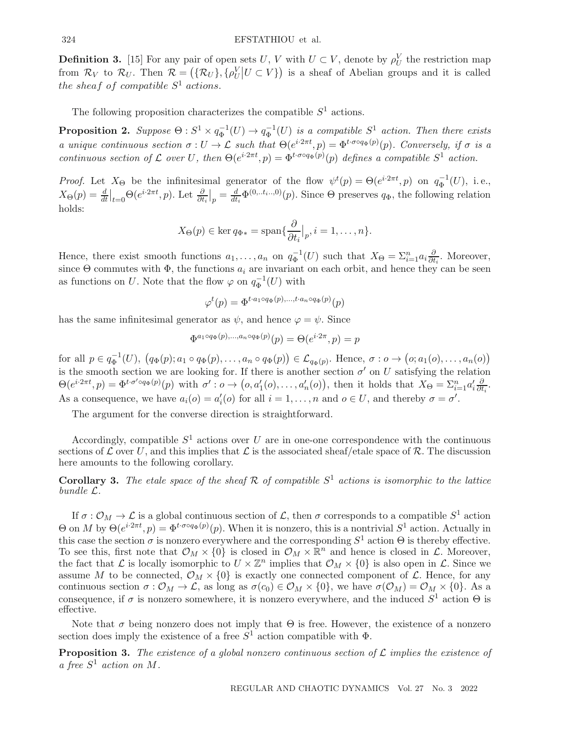**Definition 3.** [15] For any pair of open sets $U$, $V$ with $U \subset V$, denote by $\rho_U^V$ the restriction map from $\mathcal{R}_V$ to $\mathcal{R}_U$. Then $\mathcal{R} = \big(\{\mathcal{R}_U\}, \{\rho_U^V \big| U \subset V\}\big)$ is a sheaf of Abelian groups and it is called *the sheaf of compatible $S^1$ actions.*

The following proposition characterizes the compatible $S^1$ actions.

**Proposition 2.** *Suppose $\Theta : S^1 \times q_\Phi^{-1}(U) \to q_\Phi^{-1}(U)$ is a compatible $S^1$ action. Then there exists a unique continuous section $\sigma : U \to \mathcal{L}$ such that $\Theta(e^{i\cdot 2\pi t}, p) = \Phi^{t\cdot\sigma\circ q_\Phi(p)}(p)$. Conversely, if $\sigma$ is a continuous section of $\mathcal{L}$ over $U$, then $\Theta(e^{i\cdot 2\pi t}, p) = \Phi^{t\cdot\sigma\circ q_\Phi(p)}(p)$ defines a compatible $S^1$ action.*

*Proof.* Let $X_\Theta$ be the infinitesimal generator of the flow $\psi^t(p) = \Theta(e^{i\cdot 2\pi t}, p)$ on $q_\Phi^{-1}(U)$, i. e., $X_\Theta(p) = \frac{d}{dt}\big|_{t=0}\Theta(e^{i\cdot 2\pi t}, p)$. Let $\frac{\partial}{\partial t_i}\big|_p = \frac{d}{dt_i}\Phi^{(0,..t_i..,0)}(p)$. Since $\Theta$ preserves $q_\Phi$, the following relation holds:

$$X_\Theta(p) \in \ker q_{\Phi *} = \operatorname{span}\{\frac{\partial}{\partial t_i}\big|_p, i = 1, \ldots, n\}.$$

Hence, there exist smooth functions $a_1, \ldots, a_n$ on $q_\Phi^{-1}(U)$ such that $X_\Theta = \Sigma_{i=1}^n a_i \frac{\partial}{\partial t_i}$. Moreover, since $\Theta$ commutes with $\Phi$, the functions $a_i$ are invariant on each orbit, and hence they can be seen as functions on $U$. Note that the flow $\varphi$ on $q_\Phi^{-1}(U)$ with

$$\varphi^t(p) = \Phi^{t\cdot a_1\circ q_\Phi(p), \ldots, t\cdot a_n\circ q_\Phi(p)}(p)$$

has the same infinitesimal generator as $\psi$, and hence $\varphi = \psi$. Since

$$\Phi^{a_1\circ q_\Phi(p), \ldots, a_n\circ q_\Phi(p)}(p) = \Theta(e^{i\cdot 2\pi}, p) = p$$

for all $p \in q_\Phi^{-1}(U)$, $\big(q_\Phi(p); a_1\circ q_\Phi(p), \ldots, a_n\circ q_\Phi(p)\big) \in \mathcal{L}_{q_\Phi(p)}$. Hence, $\sigma : o \to \big(o; a_1(o), \ldots, a_n(o)\big)$ is the smooth section we are looking for. If there is another section $\sigma'$ on $U$ satisfying the relation $\Theta(e^{i\cdot 2\pi t}, p) = \Phi^{t\cdot\sigma'\circ q_\Phi(p)}(p)$ with $\sigma' : o \to \big(o, a_1'(o), \ldots, a_n'(o)\big)$, then it holds that $X_\Theta = \Sigma_{i=1}^n a_i' \frac{\partial}{\partial t_i}$. As a consequence, we have $a_i(o) = a_i'(o)$ for all $i = 1, \ldots, n$ and $o \in U$, and thereby $\sigma = \sigma'$.

The argument for the converse direction is straightforward.

Accordingly, compatible $S^1$ actions over $U$ are in one-one correspondence with the continuous sections of $\mathcal{L}$ over $U$, and this implies that $\mathcal{L}$ is the associated sheaf/etale space of $\mathcal{R}$. The discussion here amounts to the following corollary.

**Corollary 3.** *The etale space of the sheaf $\mathcal{R}$ of compatible $S^1$ actions is isomorphic to the lattice bundle $\mathcal{L}$.*

If $\sigma : \mathcal{O}_M \to \mathcal{L}$ is a global continuous section of $\mathcal{L}$, then $\sigma$ corresponds to a compatible $S^1$ action $\Theta$ on $M$ by $\Theta(e^{i\cdot 2\pi t}, p) = \Phi^{t\cdot\sigma\circ q_\Phi(p)}(p)$. When it is nonzero, this is a nontrivial $S^1$ action. Actually in this case the section $\sigma$ is nonzero everywhere and the corresponding $S^1$ action $\Theta$ is thereby effective. To see this, first note that $\mathcal{O}_M \times \{0\}$ is closed in $\mathcal{O}_M \times \mathbb{R}^n$ and hence is closed in $\mathcal{L}$. Moreover, the fact that $\mathcal{L}$ is locally isomorphic to $U \times \mathbb{Z}^n$ implies that $\mathcal{O}_M \times \{0\}$ is also open in $\mathcal{L}$. Since we assume $M$ to be connected, $\mathcal{O}_M \times \{0\}$ is exactly one connected component of $\mathcal{L}$. Hence, for any continuous section $\sigma : \mathcal{O}_M \to \mathcal{L}$, as long as $\sigma(c_0) \in \mathcal{O}_M \times \{0\}$, we have $\sigma(\mathcal{O}_M) = \mathcal{O}_M \times \{0\}$. As a consequence, if $\sigma$ is nonzero somewhere, it is nonzero everywhere, and the induced $S^1$ action $\Theta$ is effective.

Note that $\sigma$ being nonzero does not imply that $\Theta$ is free. However, the existence of a nonzero section does imply the existence of a free $S^1$ action compatible with $\Phi$.

**Proposition 3.** *The existence of a global nonzero continuous section of $\mathcal{L}$ implies the existence of a free $S^1$ action on $M$.*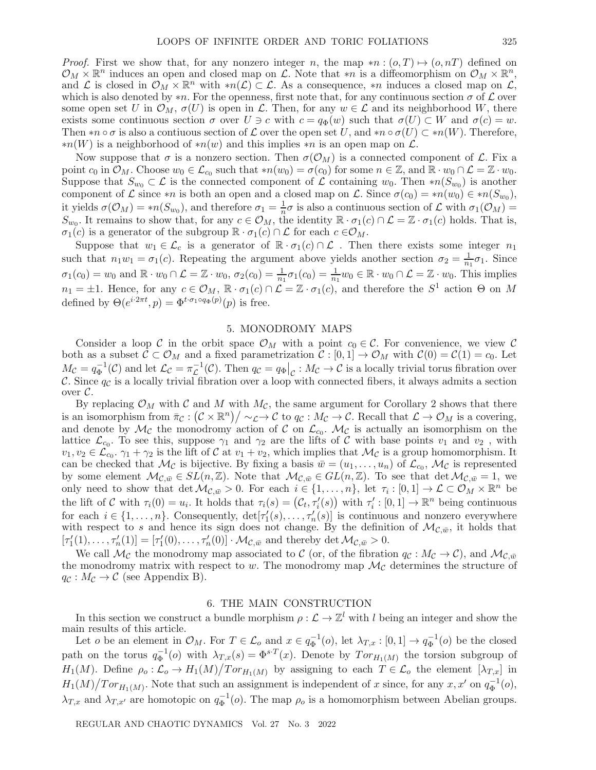*Proof.* First we show that, for any nonzero integer $n$, the map $*n : (o, T) \mapsto (o, nT)$ defined on $\mathcal{O}_M \times \mathbb{R}^n$ induces an open and closed map on $\mathcal{L}$. Note that $*n$ is a diffeomorphism on $\mathcal{O}_M \times \mathbb{R}^n$, and $\mathcal{L}$ is closed in $\mathcal{O}_M \times \mathbb{R}^n$ with $*n(\mathcal{L}) \subset \mathcal{L}$. As a consequence, $*n$ induces a closed map on $\mathcal{L}$, which is also denoted by $*n$. For the openness, first note that, for any continuous section $\sigma$ of $\mathcal{L}$ over some open set $U$ in $\mathcal{O}_M$, $\sigma(U)$ is open in $\mathcal{L}$. Then, for any $w \in \mathcal{L}$ and its neighborhood $W$, there exists some continuous section $\sigma$ over $U \ni c$ with $c = q_\Phi(w)$ such that $\sigma(U) \subset W$ and $\sigma(c) = w$. Then $*n \circ \sigma$ is also a contiuous section of $\mathcal{L}$ over the open set $U$, and $*n \circ \sigma(U) \subset *n(W)$. Therefore, $*n(W)$ is a neighborhood of $*n(w)$ and this implies $*n$ is an open map on $\mathcal{L}$.

Now suppose that $\sigma$ is a nonzero section. Then $\sigma(\mathcal{O}_M)$ is a connected component of $\mathcal{L}$. Fix a point $c_0$ in $\mathcal{O}_M$. Choose $w_0 \in \mathcal{L}_{c_0}$ such that $*n(w_0) = \sigma(c_0)$ for some $n \in \mathbb{Z}$, and $\mathbb{R} \cdot w_0 \cap \mathcal{L} = \mathbb{Z} \cdot w_0$. Suppose that $S_{w_0} \subset \mathcal{L}$ is the connected component of $\mathcal{L}$ containing $w_0$. Then $*n(S_{w_0})$ is another component of $\mathcal{L}$ since $*n$ is both an open and a closed map on $\mathcal{L}$. Since $\sigma(c_0) = *n(w_0) \in *n(S_{w_0})$, it yields $\sigma(\mathcal{O}_M) = *n(S_{w_0})$, and therefore $\sigma_1 = \frac{1}{n}\sigma$ is also a continuous section of $\mathcal{L}$ with $\sigma_1(\mathcal{O}_M) = S_{w_0}$. It remains to show that, for any $c \in \mathcal{O}_M$, the identity $\mathbb{R} \cdot \sigma_1(c) \cap \mathcal{L} = \mathbb{Z} \cdot \sigma_1(c)$ holds. That is, $\sigma_1(c)$ is a generator of the subgroup $\mathbb{R} \cdot \sigma_1(c) \cap \mathcal{L}$ for each $c \in \mathcal{O}_M$.

Suppose that $w_1 \in \mathcal{L}_c$ is a generator of $\mathbb{R} \cdot \sigma_1(c) \cap \mathcal{L}$ . Then there exists some integer $n_1$ such that $n_1 w_1 = \sigma_1(c)$. Repeating the argument above yields another section $\sigma_2 = \frac{1}{n_1}\sigma_1$. Since $\sigma_1(c_0) = w_0$ and $\mathbb{R} \cdot w_0 \cap \mathcal{L} = \mathbb{Z} \cdot w_0$, $\sigma_2(c_0) = \frac{1}{n_1}\sigma_1(c_0) = \frac{1}{n_1} w_0 \in \mathbb{R} \cdot w_0 \cap \mathcal{L} = \mathbb{Z} \cdot w_0$. This implies $n_1 = \pm 1$. Hence, for any $c \in \mathcal{O}_M$, $\mathbb{R} \cdot \sigma_1(c) \cap \mathcal{L} = \mathbb{Z} \cdot \sigma_1(c)$, and therefore the $S^1$ action $\Theta$ on $M$ defined by $\Theta(e^{i \cdot 2\pi t}, p) = \Phi^{t \cdot \sigma_1 \circ q_\Phi(p)}(p)$ is free.

## 5. MONODROMY MAPS

Consider a loop $\mathcal{C}$ in the orbit space $\mathcal{O}_M$ with a point $c_0 \in \mathcal{C}$. For convenience, we view $\mathcal{C}$ both as a subset $\mathcal{C} \subset \mathcal{O}_M$ and a fixed parametrization $\mathcal{C} : [0, 1] \to \mathcal{O}_M$ with $\mathcal{C}(0) = \mathcal{C}(1) = c_0$. Let $M_\mathcal{C} = q_\Phi^{-1}(\mathcal{C})$ and let $\mathcal{L}_\mathcal{C} = \pi_\mathcal{L}^{-1}(\mathcal{C})$. Then $q_\mathcal{C} = q_\Phi\big|_\mathcal{C} : M_\mathcal{C} \to \mathcal{C}$ is a locally trivial torus fibration over $\mathcal{C}$. Since $q_\mathcal{C}$ is a locally trivial fibration over a loop with connected fibers, it always admits a section over $\mathcal{C}$.

By replacing $\mathcal{O}_M$ with $\mathcal{C}$ and $M$ with $M_\mathcal{C}$, the same argument for Corollary 2 shows that there is an isomorphism from $\bar{\pi}_\mathcal{C} : \left(\mathcal{C} \times \mathbb{R}^n\right) / \sim_\mathcal{L} \to \mathcal{C}$ to $q_\mathcal{C} : M_\mathcal{C} \to \mathcal{C}$. Recall that $\mathcal{L} \to \mathcal{O}_M$ is a covering, and denote by $\mathcal{M}_\mathcal{C}$ the monodromy action of $\mathcal{C}$ on $\mathcal{L}_{c_0}$. $\mathcal{M}_\mathcal{C}$ is actually an isomorphism on the lattice $\mathcal{L}_{c_0}$. To see this, suppose $\gamma_1$ and $\gamma_2$ are the lifts of $\mathcal{C}$ with base points $v_1$ and $v_2$ , with $v_1, v_2 \in \mathcal{L}_{c_0}$. $\gamma_1 + \gamma_2$ is the lift of $\mathcal{C}$ at $v_1 + v_2$, which implies that $\mathcal{M}_\mathcal{C}$ is a group homomorphism. It can be checked that $\mathcal{M}_\mathcal{C}$ is bijective. By fixing a basis $\bar{w} = (u_1, \ldots, u_n)$ of $\mathcal{L}_{c_0}$, $\mathcal{M}_\mathcal{C}$ is represented by some element $\mathcal{M}_{\mathcal{C},\bar{w}} \in SL(n, \mathbb{Z})$. Note that $\mathcal{M}_{\mathcal{C},\bar{w}} \in GL(n, \mathbb{Z})$. To see that $\det \mathcal{M}_{\mathcal{C},\bar{w}} = 1$, we only need to show that $\det \mathcal{M}_{\mathcal{C},\bar{w}} > 0$. For each $i \in \{1, \ldots, n\}$, let $\tau_i : [0, 1] \to \mathcal{L} \subset \mathcal{O}_M \times \mathbb{R}^n$ be the lift of $\mathcal{C}$ with $\tau_i(0) = u_i$. It holds that $\tau_i(s) = \left(\mathcal{C}_t, \tau_i'(s)\right)$ with $\tau_i' : [0, 1] \to \mathbb{R}^n$ being continuous for each $i \in \{1, \ldots, n\}$. Consequently, $\det[\tau_1'(s), \ldots, \tau_n'(s)]$ is continuous and nonzero everywhere with respect to $s$ and hence its sign does not change. By the definition of $\mathcal{M}_{\mathcal{C},\bar{w}}$, it holds that $[\tau_1'(1), \ldots, \tau_n'(1)] = [\tau_1'(0), \ldots, \tau_n'(0)] \cdot \mathcal{M}_{\mathcal{C},\bar{w}}$ and thereby $\det \mathcal{M}_{\mathcal{C},\bar{w}} > 0$.

We call $\mathcal{M}_\mathcal{C}$ the monodromy map associated to $\mathcal{C}$ (or, of the fibration $q_\mathcal{C} : M_\mathcal{C} \to \mathcal{C}$), and $\mathcal{M}_{\mathcal{C},\bar{w}}$ the monodromy matrix with respect to $w$. The monodromy map $\mathcal{M}_\mathcal{C}$ determines the structure of $q_\mathcal{C} : M_\mathcal{C} \to \mathcal{C}$ (see Appendix B).

## 6. THE MAIN CONSTRUCTION

In this section we construct a bundle morphism $\rho : \mathcal{L} \to \mathbb{Z}^l$ with $l$ being an integer and show the main results of this article.

Let $o$ be an element in $\mathcal{O}_M$. For $T \in \mathcal{L}_o$ and $x \in q_\Phi^{-1}(o)$, let $\lambda_{T,x} : [0, 1] \to q_\Phi^{-1}(o)$ be the closed path on the torus $q_\Phi^{-1}(o)$ with $\lambda_{T,x}(s) = \Phi^{s \cdot T}(x)$. Denote by $Tor_{H_1(M)}$ the torsion subgroup of $H_1(M)$. Define $\rho_o : \mathcal{L}_o \to H_1(M) / Tor_{H_1(M)}$ by assigning to each $T \in \mathcal{L}_o$ the element $[\lambda_{T,x}]$ in $H_1(M) / Tor_{H_1(M)}$. Note that such an assignment is independent of $x$ since, for any $x, x'$ on $q_\Phi^{-1}(o)$, $\lambda_{T,x}$ and $\lambda_{T,x'}$ are homotopic on $q_\Phi^{-1}(o)$. The map $\rho_o$ is a homomorphism between Abelian groups.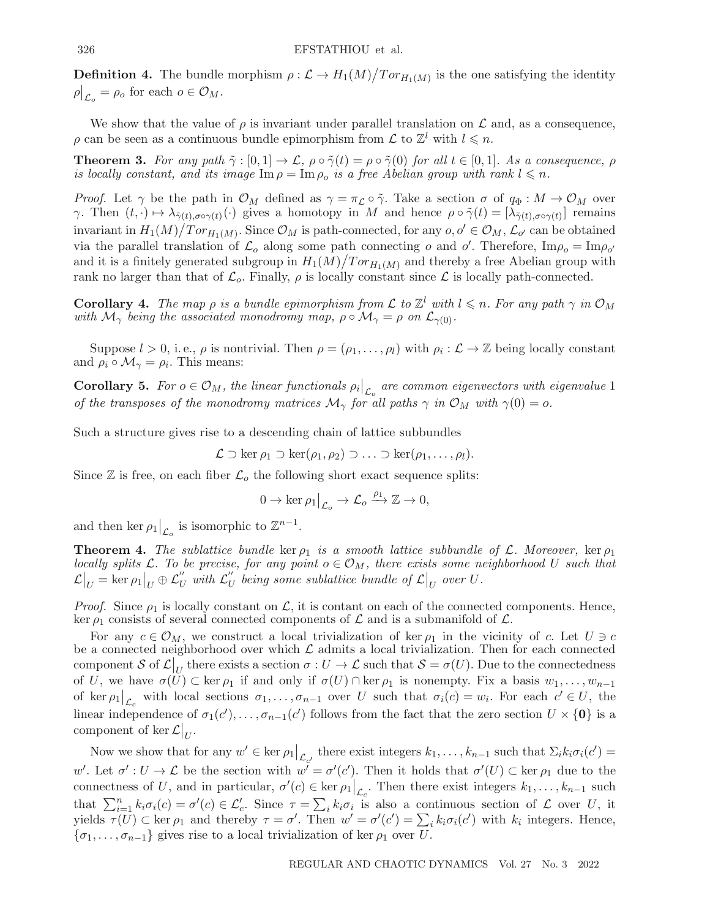**Definition 4.** The bundle morphism $\rho : \mathcal{L} \to H_1(M)\big/Tor_{H_1(M)}$ is the one satisfying the identity $\rho\big|_{\mathcal{L}_o} = \rho_o$ for each $o \in \mathcal{O}_M$.

We show that the value of $\rho$ is invariant under parallel translation on $\mathcal{L}$ and, as a consequence, $\rho$ can be seen as a continuous bundle epimorphism from $\mathcal{L}$ to $\mathbb{Z}^l$ with $l \leqslant n$.

**Theorem 3.** *For any path $\tilde{\gamma} : [0, 1] \to \mathcal{L}$, $\rho \circ \tilde{\gamma}(t) = \rho \circ \tilde{\gamma}(0)$ for all $t \in [0, 1]$. As a consequence, $\rho$ is locally constant, and its image $\operatorname{Im} \rho = \operatorname{Im} \rho_o$ is a free Abelian group with rank $l \leqslant n$.*

*Proof.* Let $\gamma$ be the path in $\mathcal{O}_M$ defined as $\gamma = \pi_{\mathcal{L}} \circ \tilde{\gamma}$. Take a section $\sigma$ of $q_\Phi : M \to \mathcal{O}_M$ over $\gamma$. Then $(t, \cdot) \mapsto \lambda_{\tilde{\gamma}(t), \sigma\circ\gamma(t)}(\cdot)$ gives a homotopy in $M$ and hence $\rho \circ \tilde{\gamma}(t) = [\lambda_{\tilde{\gamma}(t), \sigma\circ\gamma(t)}]$ remains invariant in $H_1(M)\big/Tor_{H_1(M)}$. Since $\mathcal{O}_M$ is path-connected, for any $o, o' \in \mathcal{O}_M$, $\mathcal{L}_{o'}$ can be obtained via the parallel translation of $\mathcal{L}_o$ along some path connecting $o$ and $o'$. Therefore, $\operatorname{Im}\rho_o = \operatorname{Im}\rho_{o'}$ and it is a finitely generated subgroup in $H_1(M)\big/Tor_{H_1(M)}$ and thereby a free Abelian group with rank no larger than that of $\mathcal{L}_o$. Finally, $\rho$ is locally constant since $\mathcal{L}$ is locally path-connected.

**Corollary 4.** *The map $\rho$ is a bundle epimorphism from $\mathcal{L}$ to $\mathbb{Z}^l$ with $l \leqslant n$. For any path $\gamma$ in $\mathcal{O}_M$ with $\mathcal{M}_\gamma$ being the associated monodromy map, $\rho \circ \mathcal{M}_\gamma = \rho$ on $\mathcal{L}_{\gamma(0)}$.*

Suppose $l > 0$, i. e., $\rho$ is nontrivial. Then $\rho = (\rho_1, \ldots, \rho_l)$ with $\rho_i : \mathcal{L} \to \mathbb{Z}$ being locally constant and $\rho_i \circ \mathcal{M}_\gamma = \rho_i$. This means:

**Corollary 5.** *For $o \in \mathcal{O}_M$, the linear functionals $\rho_i\big|_{\mathcal{L}_o}$ are common eigenvectors with eigenvalue 1 of the transposes of the monodromy matrices $\mathcal{M}_\gamma$ for all paths $\gamma$ in $\mathcal{O}_M$ with $\gamma(0) = o$.*

Such a structure gives rise to a descending chain of lattice subbundles

$$\mathcal{L} \supset \ker \rho_1 \supset \ker(\rho_1, \rho_2) \supset \ldots \supset \ker(\rho_1, \ldots, \rho_l).$$

Since $\mathbb{Z}$ is free, on each fiber $\mathcal{L}_o$ the following short exact sequence splits:

$$0 \to \ker \rho_1\big|_{\mathcal{L}_o} \to \mathcal{L}_o \xrightarrow{\rho_1} \mathbb{Z} \to 0,$$

and then $\ker \rho_1\big|_{\mathcal{L}_o}$ is isomorphic to $\mathbb{Z}^{n-1}$.

**Theorem 4.** *The sublattice bundle $\ker \rho_1$ is a smooth lattice subbundle of $\mathcal{L}$. Moreover, $\ker \rho_1$ locally splits $\mathcal{L}$. To be precise, for any point $o \in \mathcal{O}_M$, there exists some neighborhood $U$ such that $\mathcal{L}\big|_U = \ker \rho_1\big|_U \oplus \mathcal{L}''_U$ with $\mathcal{L}''_U$ being some sublattice bundle of $\mathcal{L}\big|_U$ over $U$.*

*Proof.* Since $\rho_1$ is locally constant on $\mathcal{L}$, it is contant on each of the connected components. Hence, $\ker \rho_1$ consists of several connected components of $\mathcal{L}$ and is a submanifold of $\mathcal{L}$.

For any $c \in \mathcal{O}_M$, we construct a local trivialization of $\ker \rho_1$ in the vicinity of $c$. Let $U \ni c$ be a connected neighborhood over which $\mathcal{L}$ admits a local trivialization. Then for each connected component $\mathcal{S}$ of $\mathcal{L}\big|_U$ there exists a section $\sigma : U \to \mathcal{L}$ such that $\mathcal{S} = \sigma(U)$. Due to the connectedness of $U$, we have $\sigma(U) \subset \ker \rho_1$ if and only if $\sigma(U) \cap \ker \rho_1$ is nonempty. Fix a basis $w_1, \ldots, w_{n-1}$ of $\ker \rho_1\big|_{\mathcal{L}_c}$ with local sections $\sigma_1, \ldots, \sigma_{n-1}$ over $U$ such that $\sigma_i(c) = w_i$. For each $c' \in U$, the linear independence of $\sigma_1(c'), \ldots, \sigma_{n-1}(c')$ follows from the fact that the zero section $U \times \{\mathbf{0}\}$ is a component of $\ker \mathcal{L}\big|_U$.

Now we show that for any $w' \in \ker \rho_1\big|_{\mathcal{L}_{c'}}$ there exist integers $k_1, \ldots, k_{n-1}$ such that $\Sigma_i k_i \sigma_i(c') = w'$. Let $\sigma' : U \to \mathcal{L}$ be the section with $w' = \sigma'(c')$. Then it holds that $\sigma'(U) \subset \ker \rho_1$ due to the connectness of $U$, and in particular, $\sigma'(c) \in \ker \rho_1\big|_{\mathcal{L}_c}$. Then there exist integers $k_1, \ldots, k_{n-1}$ such that $\sum_{i=1}^{n} k_i \sigma_i(c) = \sigma'(c) \in \mathcal{L}'_c$. Since $\tau = \sum_i k_i \sigma_i$ is also a continuous section of $\mathcal{L}$ over $U$, it yields $\tau(U) \subset \ker \rho_1$ and thereby $\tau = \sigma'$. Then $w' = \sigma'(c') = \sum_i k_i \sigma_i(c')$ with $k_i$ integers. Hence, $\{\sigma_1, \ldots, \sigma_{n-1}\}$ gives rise to a local trivialization of $\ker \rho_1$ over $U$.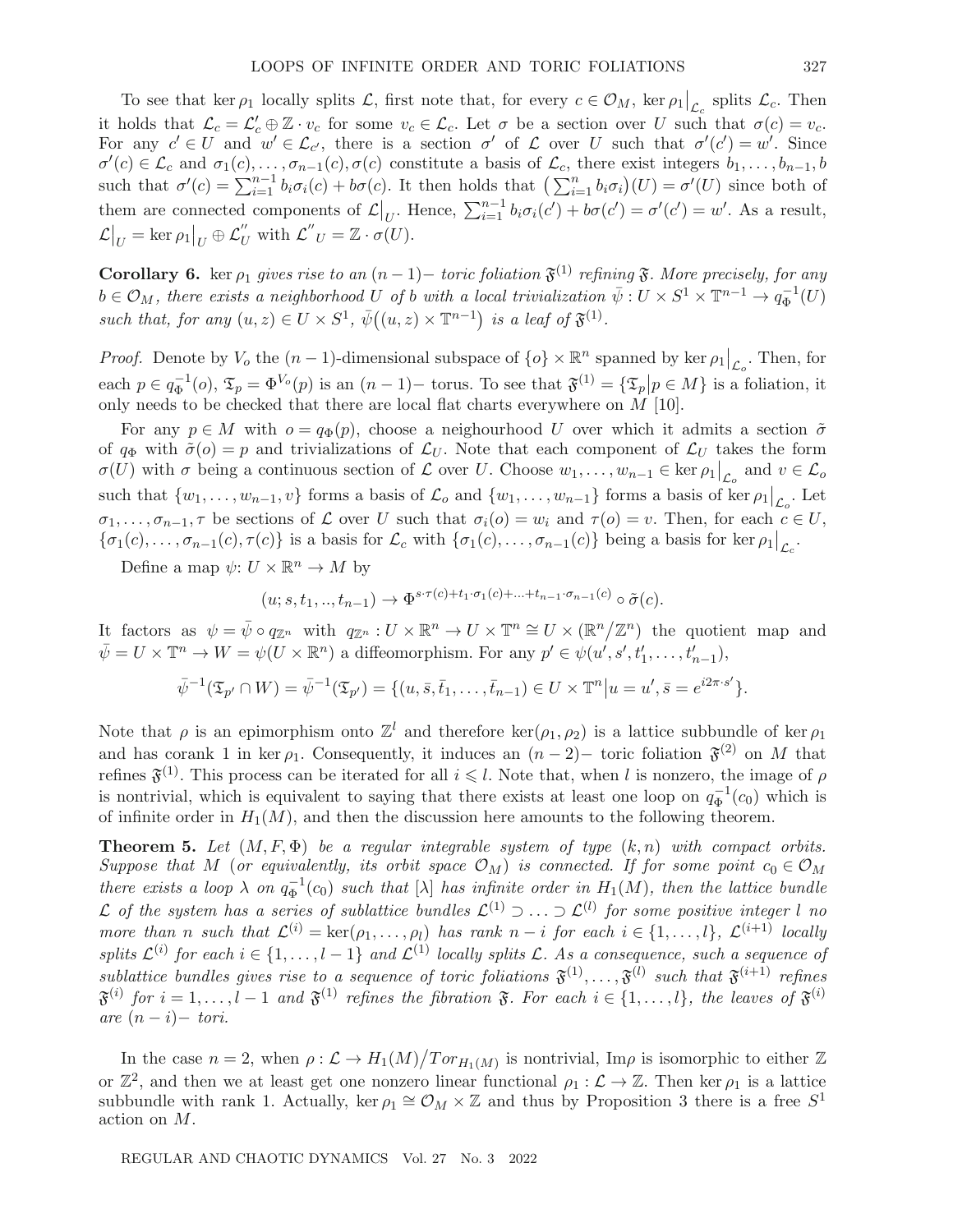To see that $\ker \rho_1$ locally splits $\mathcal{L}$, first note that, for every $c \in \mathcal{O}_M$, $\ker \rho_1\big|_{\mathcal{L}_c}$ splits $\mathcal{L}_c$. Then it holds that $\mathcal{L}_c = \mathcal{L}'_c \oplus \mathbb{Z} \cdot v_c$ for some $v_c \in \mathcal{L}_c$. Let $\sigma$ be a section over $U$ such that $\sigma(c) = v_c$. For any $c' \in U$ and $w' \in \mathcal{L}_{c'}$, there is a section $\sigma'$ of $\mathcal{L}$ over $U$ such that $\sigma'(c') = w'$. Since $\sigma'(c) \in \mathcal{L}_c$ and $\sigma_1(c), \ldots, \sigma_{n-1}(c), \sigma(c)$ constitute a basis of $\mathcal{L}_c$, there exist integers $b_1, \ldots, b_{n-1}, b$ such that $\sigma'(c) = \sum_{i=1}^{n-1} b_i \sigma_i(c) + b\sigma(c)$. It then holds that $\left(\sum_{i=1}^{n} b_i \sigma_i\right)(U) = \sigma'(U)$ since both of them are connected components of $\mathcal{L}\big|_U$. Hence, $\sum_{i=1}^{n-1} b_i \sigma_i(c') + b\sigma(c') = \sigma'(c') = w'$. As a result, $\mathcal{L}\big|_U = \ker \rho_1\big|_U \oplus \mathcal{L}''_U$ with $\mathcal{L}''{}_U = \mathbb{Z} \cdot \sigma(U)$.

**Corollary 6.** *$\ker \rho_1$ gives rise to an $(n-1)-$ toric foliation $\mathfrak{F}^{(1)}$ refining $\mathfrak{F}$. More precisely, for any $b \in \mathcal{O}_M$, there exists a neighborhood $U$ of $b$ with a local trivialization $\bar{\psi} : U \times S^1 \times \mathbb{T}^{n-1} \to q_\Phi^{-1}(U)$ such that, for any $(u, z) \in U \times S^1$, $\bar{\psi}\big((u, z) \times \mathbb{T}^{n-1}\big)$ is a leaf of $\mathfrak{F}^{(1)}$.*

*Proof.* Denote by $V_o$ the $(n-1)$-dimensional subspace of $\{o\} \times \mathbb{R}^n$ spanned by $\ker \rho_1\big|_{\mathcal{L}_o}$. Then, for each $p \in q_\Phi^{-1}(o)$, $\mathfrak{T}_p = \Phi^{V_o}(p)$ is an $(n-1)-$ torus. To see that $\mathfrak{F}^{(1)} = \{\mathfrak{T}_p \big| p \in M\}$ is a foliation, it only needs to be checked that there are local flat charts everywhere on $M$ [10].

For any $p \in M$ with $o = q_\Phi(p)$, choose a neighourhood $U$ over which it admits a section $\tilde{\sigma}$ of $q_\Phi$ with $\tilde{\sigma}(o) = p$ and trivializations of $\mathcal{L}_U$. Note that each component of $\mathcal{L}_U$ takes the form $\sigma(U)$ with $\sigma$ being a continuous section of $\mathcal{L}$ over $U$. Choose $w_1, \ldots, w_{n-1} \in \ker \rho_1\big|_{\mathcal{L}_o}$ and $v \in \mathcal{L}_o$ such that $\{w_1, \ldots, w_{n-1}, v\}$ forms a basis of $\mathcal{L}_o$ and $\{w_1, \ldots, w_{n-1}\}$ forms a basis of $\ker \rho_1\big|_{\mathcal{L}_o}$. Let $\sigma_1, \ldots, \sigma_{n-1}, \tau$ be sections of $\mathcal{L}$ over $U$ such that $\sigma_i(o) = w_i$ and $\tau(o) = v$. Then, for each $c \in U$, $\{\sigma_1(c), \ldots, \sigma_{n-1}(c), \tau(c)\}$ is a basis for $\mathcal{L}_c$ with $\{\sigma_1(c), \ldots, \sigma_{n-1}(c)\}$ being a basis for $\ker \rho_1\big|_{\mathcal{L}_c}$.

Define a map $\psi\colon U \times \mathbb{R}^n \to M$ by

$$(u; s, t_1, .., t_{n-1}) \to \Phi^{s \cdot \tau(c) + t_1 \cdot \sigma_1(c) + \ldots + t_{n-1} \cdot \sigma_{n-1}(c)} \circ \tilde{\sigma}(c).$$

It factors as $\psi = \bar{\psi} \circ q_{\mathbb{Z}^n}$ with $q_{\mathbb{Z}^n} : U \times \mathbb{R}^n \to U \times \mathbb{T}^n \cong U \times (\mathbb{R}^n / \mathbb{Z}^n)$ the quotient map and $\bar{\psi} = U \times \mathbb{T}^n \to W = \psi(U \times \mathbb{R}^n)$ a diffeomorphism. For any $p' \in \psi(u', s', t'_1, \ldots, t'_{n-1})$,

$$\bar{\psi}^{-1}(\mathfrak{T}_{p'} \cap W) = \bar{\psi}^{-1}(\mathfrak{T}_{p'}) = \{(u, \bar{s}, \bar{t}_1, \ldots, \bar{t}_{n-1}) \in U \times \mathbb{T}^n \big| u = u', \bar{s} = e^{i2\pi \cdot s'}\}.$$

Note that $\rho$ is an epimorphism onto $\mathbb{Z}^l$ and therefore $\ker(\rho_1, \rho_2)$ is a lattice subbundle of $\ker \rho_1$ and has corank 1 in $\ker \rho_1$. Consequently, it induces an $(n-2)-$ toric foliation $\mathfrak{F}^{(2)}$ on $M$ that refines $\mathfrak{F}^{(1)}$. This process can be iterated for all $i \leqslant l$. Note that, when $l$ is nonzero, the image of $\rho$ is nontrivial, which is equivalent to saying that there exists at least one loop on $q_\Phi^{-1}(c_0)$ which is of infinite order in $H_1(M)$, and then the discussion here amounts to the following theorem.

**Theorem 5.** *Let $(M, F, \Phi)$ be a regular integrable system of type $(k, n)$ with compact orbits. Suppose that $M$ (or equivalently, its orbit space $\mathcal{O}_M$) is connected. If for some point $c_0 \in \mathcal{O}_M$ there exists a loop $\lambda$ on $q_\Phi^{-1}(c_0)$ such that $[\lambda]$ has infinite order in $H_1(M)$, then the lattice bundle $\mathcal{L}$ of the system has a series of sublattice bundles $\mathcal{L}^{(1)} \supset \ldots \supset \mathcal{L}^{(l)}$ for some positive integer $l$ no more than $n$ such that $\mathcal{L}^{(i)} = \ker(\rho_1, \ldots, \rho_l)$ has rank $n - i$ for each $i \in \{1, \ldots, l\}$, $\mathcal{L}^{(i+1)}$ locally splits $\mathcal{L}^{(i)}$ for each $i \in \{1, \ldots, l-1\}$ and $\mathcal{L}^{(1)}$ locally splits $\mathcal{L}$. As a consequence, such a sequence of sublattice bundles gives rise to a sequence of toric foliations $\mathfrak{F}^{(1)}, \ldots, \mathfrak{F}^{(l)}$ such that $\mathfrak{F}^{(i+1)}$ refines $\mathfrak{F}^{(i)}$ for $i = 1, \ldots, l-1$ and $\mathfrak{F}^{(1)}$ refines the fibration $\mathfrak{F}$. For each $i \in \{1, \ldots, l\}$, the leaves of $\mathfrak{F}^{(i)}$ are $(n-i)-$ tori.*

In the case $n = 2$, when $\rho : \mathcal{L} \to H_1(M) / Tor_{H_1(M)}$ is nontrivial, $\text{Im}\rho$ is isomorphic to either $\mathbb{Z}$ or $\mathbb{Z}^2$, and then we at least get one nonzero linear functional $\rho_1 : \mathcal{L} \to \mathbb{Z}$. Then $\ker \rho_1$ is a lattice subbundle with rank 1. Actually, $\ker \rho_1 \cong \mathcal{O}_M \times \mathbb{Z}$ and thus by Proposition 3 there is a free $S^1$ action on $M$.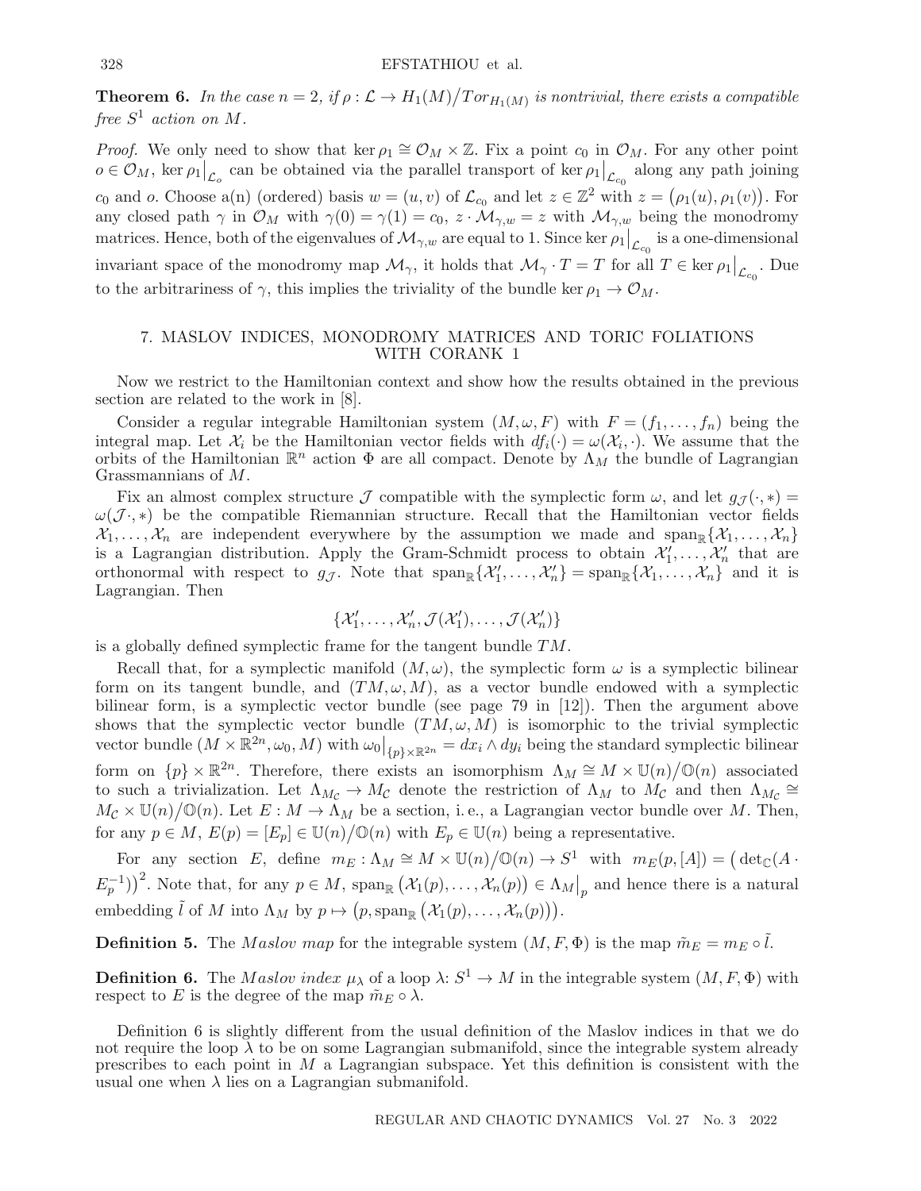**Theorem 6.** *In the case $n = 2$, if $\rho : \mathcal{L} \to H_1(M)/Tor_{H_1(M)}$ is nontrivial, there exists a compatible free $S^1$ action on $M$.*

*Proof.* We only need to show that $\ker \rho_1 \cong \mathcal{O}_M \times \mathbb{Z}$. Fix a point $c_0$ in $\mathcal{O}_M$. For any other point $o \in \mathcal{O}_M$, $\ker \rho_1\big|_{\mathcal{L}_o}$ can be obtained via the parallel transport of $\ker \rho_1\big|_{\mathcal{L}_{c_0}}$ along any path joining $c_0$ and $o$. Choose a(n) (ordered) basis $w = (u, v)$ of $\mathcal{L}_{c_0}$ and let $z \in \mathbb{Z}^2$ with $z = \big(\rho_1(u), \rho_1(v)\big)$. For any closed path $\gamma$ in $\mathcal{O}_M$ with $\gamma(0) = \gamma(1) = c_0$, $z \cdot \mathcal{M}_{\gamma,w} = z$ with $\mathcal{M}_{\gamma,w}$ being the monodromy matrices. Hence, both of the eigenvalues of $\mathcal{M}_{\gamma,w}$ are equal to 1. Since $\ker \rho_1\big|_{\mathcal{L}_{c_0}}$ is a one-dimensional invariant space of the monodromy map $\mathcal{M}_\gamma$, it holds that $\mathcal{M}_\gamma \cdot T = T$ for all $T \in \ker \rho_1\big|_{\mathcal{L}_{c_0}}$. Due to the arbitrariness of $\gamma$, this implies the triviality of the bundle $\ker \rho_1 \to \mathcal{O}_M$.

## 7. MASLOV INDICES, MONODROMY MATRICES AND TORIC FOLIATIONS WITH CORANK 1

Now we restrict to the Hamiltonian context and show how the results obtained in the previous section are related to the work in [8].

Consider a regular integrable Hamiltonian system $(M, \omega, F)$ with $F = (f_1, \ldots, f_n)$ being the integral map. Let $\mathcal{X}_i$ be the Hamiltonian vector fields with $df_i(\cdot) = \omega(\mathcal{X}_i, \cdot)$. We assume that the orbits of the Hamiltonian $\mathbb{R}^n$ action $\Phi$ are all compact. Denote by $\Lambda_M$ the bundle of Lagrangian Grassmannians of $M$.

Fix an almost complex structure $\mathcal{J}$ compatible with the symplectic form $\omega$, and let $g_{\mathcal{J}}(\cdot, *) = \omega(\mathcal{J}\cdot, *)$ be the compatible Riemannian structure. Recall that the Hamiltonian vector fields $\mathcal{X}_1, \ldots, \mathcal{X}_n$ are independent everywhere by the assumption we made and $\operatorname{span}_{\mathbb{R}}\{\mathcal{X}_1, \ldots, \mathcal{X}_n\}$ is a Lagrangian distribution. Apply the Gram-Schmidt process to obtain $\mathcal{X}'_1, \ldots, \mathcal{X}'_n$ that are orthonormal with respect to $g_{\mathcal{J}}$. Note that $\operatorname{span}_{\mathbb{R}}\{\mathcal{X}'_1, \ldots, \mathcal{X}'_n\} = \operatorname{span}_{\mathbb{R}}\{\mathcal{X}_1, \ldots, \mathcal{X}_n\}$ and it is Lagrangian. Then

$$\{\mathcal{X}'_1, \ldots, \mathcal{X}'_n, \mathcal{J}(\mathcal{X}'_1), \ldots, \mathcal{J}(\mathcal{X}'_n)\}$$

is a globally defined symplectic frame for the tangent bundle $TM$.

Recall that, for a symplectic manifold $(M, \omega)$, the symplectic form $\omega$ is a symplectic bilinear form on its tangent bundle, and $(TM, \omega, M)$, as a vector bundle endowed with a symplectic bilinear form, is a symplectic vector bundle (see page 79 in [12]). Then the argument above shows that the symplectic vector bundle $(TM, \omega, M)$ is isomorphic to the trivial symplectic vector bundle $(M \times \mathbb{R}^{2n}, \omega_0, M)$ with $\omega_0\big|_{\{p\}\times\mathbb{R}^{2n}} = dx_i \wedge dy_i$ being the standard symplectic bilinear form on $\{p\} \times \mathbb{R}^{2n}$. Therefore, there exists an isomorphism $\Lambda_M \cong M \times \mathbb{U}(n)/\mathbb{O}(n)$ associated to such a trivialization. Let $\Lambda_{M_\mathcal{C}} \to M_\mathcal{C}$ denote the restriction of $\Lambda_M$ to $M_\mathcal{C}$ and then $\Lambda_{M_\mathcal{C}} \cong M_\mathcal{C} \times \mathbb{U}(n)/\mathbb{O}(n)$. Let $E : M \to \Lambda_M$ be a section, i. e., a Lagrangian vector bundle over $M$. Then, for any $p \in M$, $E(p) = [E_p] \in \mathbb{U}(n)/\mathbb{O}(n)$ with $E_p \in \mathbb{U}(n)$ being a representative.

For any section $E$, define $m_E : \Lambda_M \cong M \times \mathbb{U}(n)/\mathbb{O}(n) \to S^1$ with $m_E(p, [A]) = \big(\det_{\mathbb{C}}(A \cdot E_p^{-1})\big)^2$. Note that, for any $p \in M$, $\operatorname{span}_{\mathbb{R}}\big(\mathcal{X}_1(p), \ldots, \mathcal{X}_n(p)\big) \in \Lambda_M\big|_p$ and hence there is a natural embedding $\tilde{l}$ of $M$ into $\Lambda_M$ by $p \mapsto \big(p, \operatorname{span}_{\mathbb{R}}\big(\mathcal{X}_1(p), \ldots, \mathcal{X}_n(p)\big)\big)$.

**Definition 5.** The *Maslov map* for the integrable system $(M, F, \Phi)$ is the map $\tilde{m}_E = m_E \circ \tilde{l}$.

**Definition 6.** The *Maslov index* $\mu_\lambda$ of a loop $\lambda$: $S^1 \to M$ in the integrable system $(M, F, \Phi)$ with respect to $E$ is the degree of the map $\tilde{m}_E \circ \lambda$.

Definition 6 is slightly different from the usual definition of the Maslov indices in that we do not require the loop $\lambda$ to be on some Lagrangian submanifold, since the integrable system already prescribes to each point in $M$ a Lagrangian subspace. Yet this definition is consistent with the usual one when $\lambda$ lies on a Lagrangian submanifold.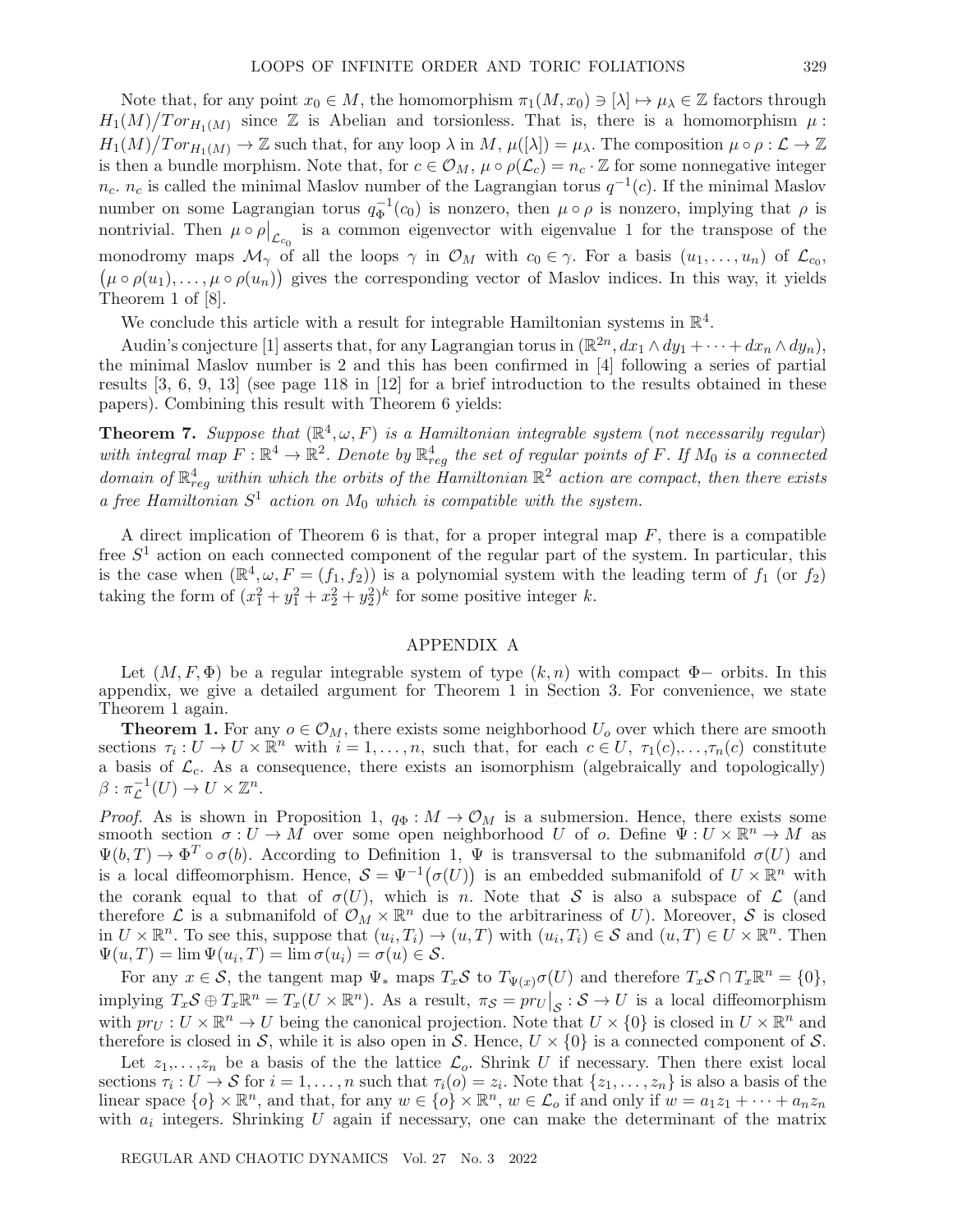Note that, for any point $x_0 \in M$, the homomorphism $\pi_1(M, x_0) \ni [\lambda] \mapsto \mu_\lambda \in \mathbb{Z}$ factors through $H_1(M)/Tor_{H_1(M)}$ since $\mathbb{Z}$ is Abelian and torsionless. That is, there is a homomorphism $\mu : H_1(M)/Tor_{H_1(M)} \to \mathbb{Z}$ such that, for any loop $\lambda$ in $M$, $\mu([\lambda]) = \mu_\lambda$. The composition $\mu \circ \rho : \mathcal{L} \to \mathbb{Z}$ is then a bundle morphism. Note that, for $c \in \mathcal{O}_M$, $\mu \circ \rho(\mathcal{L}_c) = n_c \cdot \mathbb{Z}$ for some nonnegative integer $n_c$. $n_c$ is called the minimal Maslov number of the Lagrangian torus $q^{-1}(c)$. If the minimal Maslov number on some Lagrangian torus $q_\Phi^{-1}(c_0)$ is nonzero, then $\mu \circ \rho$ is nonzero, implying that $\rho$ is nontrivial. Then $\mu \circ \rho\big|_{\mathcal{L}_{c_0}}$ is a common eigenvector with eigenvalue 1 for the transpose of the monodromy maps $\mathcal{M}_\gamma$ of all the loops $\gamma$ in $\mathcal{O}_M$ with $c_0 \in \gamma$. For a basis $(u_1, \ldots, u_n)$ of $\mathcal{L}_{c_0}$, $\big(\mu \circ \rho(u_1), \ldots, \mu \circ \rho(u_n)\big)$ gives the corresponding vector of Maslov indices. In this way, it yields Theorem 1 of [8].

We conclude this article with a result for integrable Hamiltonian systems in $\mathbb{R}^4$.

Audin's conjecture [1] asserts that, for any Lagrangian torus in $(\mathbb{R}^{2n}, dx_1 \wedge dy_1 + \cdots + dx_n \wedge dy_n)$, the minimal Maslov number is 2 and this has been confirmed in [4] following a series of partial results [3, 6, 9, 13] (see page 118 in [12] for a brief introduction to the results obtained in these papers). Combining this result with Theorem 6 yields:

**Theorem 7.** *Suppose that* $(\mathbb{R}^4, \omega, F)$ *is a Hamiltonian integrable system (not necessarily regular) with integral map* $F : \mathbb{R}^4 \to \mathbb{R}^2$. *Denote by* $\mathbb{R}^4_{reg}$ *the set of regular points of* $F$. *If* $M_0$ *is a connected domain of* $\mathbb{R}^4_{reg}$ *within which the orbits of the Hamiltonian* $\mathbb{R}^2$ *action are compact, then there exists a free Hamiltonian* $S^1$ *action on* $M_0$ *which is compatible with the system.*

A direct implication of Theorem 6 is that, for a proper integral map $F$, there is a compatible free $S^1$ action on each connected component of the regular part of the system. In particular, this is the case when $(\mathbb{R}^4, \omega, F = (f_1, f_2))$ is a polynomial system with the leading term of $f_1$ (or $f_2$) taking the form of $(x_1^2 + y_1^2 + x_2^2 + y_2^2)^k$ for some positive integer $k$.

## APPENDIX A

Let $(M, F, \Phi)$ be a regular integrable system of type $(k, n)$ with compact $\Phi-$ orbits. In this appendix, we give a detailed argument for Theorem 1 in Section 3. For convenience, we state Theorem 1 again.

**Theorem 1.** For any $o \in \mathcal{O}_M$, there exists some neighborhood $U_o$ over which there are smooth sections $\tau_i : U \to U \times \mathbb{R}^n$ with $i = 1, \ldots, n$, such that, for each $c \in U$, $\tau_1(c), \ldots, \tau_n(c)$ constitute a basis of $\mathcal{L}_c$. As a consequence, there exists an isomorphism (algebraically and topologically) $\beta : \pi_{\mathcal{L}}^{-1}(U) \to U \times \mathbb{Z}^n$.

*Proof.* As is shown in Proposition 1, $q_\Phi : M \to \mathcal{O}_M$ is a submersion. Hence, there exists some smooth section $\sigma : U \to M$ over some open neighborhood $U$ of $o$. Define $\Psi : U \times \mathbb{R}^n \to M$ as $\Psi(b, T) \to \Phi^T \circ \sigma(b)$. According to Definition 1, $\Psi$ is transversal to the submanifold $\sigma(U)$ and is a local diffeomorphism. Hence, $\mathcal{S} = \Psi^{-1}\big(\sigma(U)\big)$ is an embedded submanifold of $U \times \mathbb{R}^n$ with the corank equal to that of $\sigma(U)$, which is $n$. Note that $\mathcal{S}$ is also a subspace of $\mathcal{L}$ (and therefore $\mathcal{L}$ is a submanifold of $\mathcal{O}_M \times \mathbb{R}^n$ due to the arbitrariness of $U$). Moreover, $\mathcal{S}$ is closed in $U \times \mathbb{R}^n$. To see this, suppose that $(u_i, T_i) \to (u, T)$ with $(u_i, T_i) \in \mathcal{S}$ and $(u, T) \in U \times \mathbb{R}^n$. Then $\Psi(u, T) = \lim \Psi(u_i, T) = \lim \sigma(u_i) = \sigma(u) \in \mathcal{S}$.

For any $x \in \mathcal{S}$, the tangent map $\Psi_*$ maps $T_x\mathcal{S}$ to $T_{\Psi(x)}\sigma(U)$ and therefore $T_x\mathcal{S} \cap T_x\mathbb{R}^n = \{0\}$, implying $T_x\mathcal{S} \oplus T_x\mathbb{R}^n = T_x(U \times \mathbb{R}^n)$. As a result, $\pi_{\mathcal{S}} = pr_U\big|_{\mathcal{S}} : \mathcal{S} \to U$ is a local diffeomorphism with $pr_U : U \times \mathbb{R}^n \to U$ being the canonical projection. Note that $U \times \{0\}$ is closed in $U \times \mathbb{R}^n$ and therefore is closed in $\mathcal{S}$, while it is also open in $\mathcal{S}$. Hence, $U \times \{0\}$ is a connected component of $\mathcal{S}$.

Let $z_1, \ldots, z_n$ be a basis of the the lattice $\mathcal{L}_o$. Shrink $U$ if necessary. Then there exist local sections $\tau_i : U \to \mathcal{S}$ for $i = 1, \ldots, n$ such that $\tau_i(o) = z_i$. Note that $\{z_1, \ldots, z_n\}$ is also a basis of the linear space $\{o\} \times \mathbb{R}^n$, and that, for any $w \in \{o\} \times \mathbb{R}^n$, $w \in \mathcal{L}_o$ if and only if $w = a_1 z_1 + \cdots + a_n z_n$ with $a_i$ integers. Shrinking $U$ again if necessary, one can make the determinant of the matrix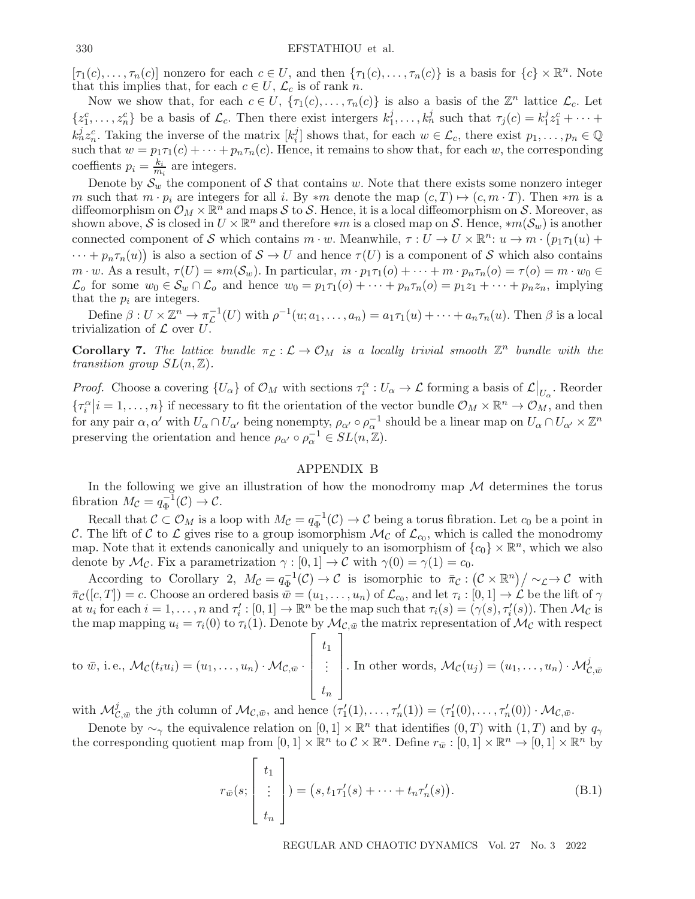$[\tau_1(c), \ldots, \tau_n(c)]$ nonzero for each $c \in U$, and then $\{\tau_1(c), \ldots, \tau_n(c)\}$ is a basis for $\{c\} \times \mathbb{R}^n$. Note that this implies that, for each $c \in U$, $\mathcal{L}_c$ is of rank $n$.

Now we show that, for each $c \in U$, $\{\tau_1(c), \ldots, \tau_n(c)\}$ is also a basis of the $\mathbb{Z}^n$ lattice $\mathcal{L}_c$. Let $\{z_1^c, \ldots, z_n^c\}$ be a basis of $\mathcal{L}_c$. Then there exist intergers $k_1^j, \ldots, k_n^j$ such that $\tau_j(c) = k_1^j z_1^c + \cdots + k_n^j z_n^c$. Taking the inverse of the matrix $[k_i^j]$ shows that, for each $w \in \mathcal{L}_c$, there exist $p_1, \ldots, p_n \in \mathbb{Q}$ such that $w = p_1\tau_1(c) + \cdots + p_n\tau_n(c)$. Hence, it remains to show that, for each $w$, the corresponding coeffients $p_i = \frac{k_i}{m_i}$ are integers.

Denote by $\mathcal{S}_w$ the component of $\mathcal{S}$ that contains $w$. Note that there exists some nonzero integer $m$ such that $m \cdot p_i$ are integers for all $i$. By $*m$ denote the map $(c, T) \mapsto (c, m \cdot T)$. Then $*m$ is a diffeomorphism on $\mathcal{O}_M \times \mathbb{R}^n$ and maps $\mathcal{S}$ to $\mathcal{S}$. Hence, it is a local diffeomorphism on $\mathcal{S}$. Moreover, as shown above, $\mathcal{S}$ is closed in $U \times \mathbb{R}^n$ and therefore $*m$ is a closed map on $\mathcal{S}$. Hence, $*m(\mathcal{S}_w)$ is another connected component of $\mathcal{S}$ which contains $m \cdot w$. Meanwhile, $\tau : U \to U \times \mathbb{R}^n$: $u \to m \cdot \big(p_1\tau_1(u) + \cdots + p_n\tau_n(u)\big)$ is also a section of $\mathcal{S} \to U$ and hence $\tau(U)$ is a component of $\mathcal{S}$ which also contains $m \cdot w$. As a result, $\tau(U) = *m(\mathcal{S}_w)$. In particular, $m \cdot p_1\tau_1(o) + \cdots + m \cdot p_n\tau_n(o) = \tau(o) = m \cdot w_0 \in \mathcal{L}_o$ for some $w_0 \in \mathcal{S}_w \cap \mathcal{L}_o$ and hence $w_0 = p_1\tau_1(o) + \cdots + p_n\tau_n(o) = p_1 z_1 + \cdots + p_n z_n$, implying that the $p_i$ are integers.

Define $\beta : U \times \mathbb{Z}^n \to \pi_{\mathcal{L}}^{-1}(U)$ with $\rho^{-1}(u; a_1, \ldots, a_n) = a_1\tau_1(u) + \cdots + a_n\tau_n(u)$. Then $\beta$ is a local trivialization of $\mathcal{L}$ over $U$.

**Corollary 7.** *The lattice bundle $\pi_{\mathcal{L}} : \mathcal{L} \to \mathcal{O}_M$ is a locally trivial smooth $\mathbb{Z}^n$ bundle with the transition group $SL(n, \mathbb{Z})$.*

*Proof.* Choose a covering $\{U_\alpha\}$ of $\mathcal{O}_M$ with sections $\tau_i^\alpha : U_\alpha \to \mathcal{L}$ forming a basis of $\mathcal{L}\big|_{U_\alpha}$. Reorder $\{\tau_i^\alpha \big| i = 1, \ldots, n\}$ if necessary to fit the orientation of the vector bundle $\mathcal{O}_M \times \mathbb{R}^n \to \mathcal{O}_M$, and then for any pair $\alpha, \alpha'$ with $U_\alpha \cap U_{\alpha'}$ being nonempty, $\rho_{\alpha'} \circ \rho_\alpha^{-1}$ should be a linear map on $U_\alpha \cap U_{\alpha'} \times \mathbb{Z}^n$ preserving the orientation and hence $\rho_{\alpha'} \circ \rho_\alpha^{-1} \in SL(n, \mathbb{Z})$.

## APPENDIX B

In the following we give an illustration of how the monodromy map $\mathcal{M}$ determines the torus fibration $M_{\mathcal{C}} = q_\Phi^{-1}(\mathcal{C}) \to \mathcal{C}$.

Recall that $\mathcal{C} \subset \mathcal{O}_M$ is a loop with $M_{\mathcal{C}} = q_\Phi^{-1}(\mathcal{C}) \to \mathcal{C}$ being a torus fibration. Let $c_0$ be a point in $\mathcal{C}$. The lift of $\mathcal{C}$ to $\mathcal{L}$ gives rise to a group isomorphism $\mathcal{M}_{\mathcal{C}}$ of $\mathcal{L}_{c_0}$, which is called the monodromy map. Note that it extends canonically and uniquely to an isomorphism of $\{c_0\} \times \mathbb{R}^n$, which we also denote by $\mathcal{M}_{\mathcal{C}}$. Fix a parametrization $\gamma : [0, 1] \to \mathcal{C}$ with $\gamma(0) = \gamma(1) = c_0$.

According to Corollary 2, $M_{\mathcal{C}} = q_\Phi^{-1}(\mathcal{C}) \to \mathcal{C}$ is isomorphic to $\bar{\pi}_{\mathcal{C}} : \big(\mathcal{C} \times \mathbb{R}^n\big) \big/ \sim_{\mathcal{L}} \to \mathcal{C}$ with $\bar{\pi}_{\mathcal{C}}([c, T]) = c$. Choose an ordered basis $\bar{w} = (u_1, \ldots, u_n)$ of $\mathcal{L}_{c_0}$, and let $\tau_i : [0, 1] \to \mathcal{L}$ be the lift of $\gamma$ at $u_i$ for each $i = 1, \ldots, n$ and $\tau_i' : [0, 1] \to \mathbb{R}^n$ be the map such that $\tau_i(s) = (\gamma(s), \tau_i'(s))$. Then $\mathcal{M}_{\mathcal{C}}$ is the map mapping $u_i = \tau_i(0)$ to $\tau_i(1)$. Denote by $\mathcal{M}_{\mathcal{C},\bar{w}}$ the matrix representation of $\mathcal{M}_{\mathcal{C}}$ with respect to $\bar{w}$, i. e., $\mathcal{M}_{\mathcal{C}}(t_i u_i) = (u_1, \ldots, u_n) \cdot \mathcal{M}_{\mathcal{C},\bar{w}} \cdot \begin{bmatrix} t_1 \\ \vdots \\ t_n \end{bmatrix}$. In other words, $\mathcal{M}_{\mathcal{C}}(u_j) = (u_1, \ldots, u_n) \cdot \mathcal{M}_{\mathcal{C},\bar{w}}^j$ with $\mathcal{M}_{\mathcal{C},\bar{w}}^j$ the $j$th column of $\mathcal{M}_{\mathcal{C},\bar{w}}$, and hence $(\tau_1'(1), \ldots, \tau_n'(1)) = (\tau_1'(0), \ldots, \tau_n'(0)) \cdot \mathcal{M}_{\mathcal{C},\bar{w}}$.

Denote by $\sim_\gamma$ the equivalence relation on $[0, 1] \times \mathbb{R}^n$ that identifies $(0, T)$ with $(1, T)$ and by $q_\gamma$ the corresponding quotient map from $[0, 1] \times \mathbb{R}^n$ to $\mathcal{C} \times \mathbb{R}^n$. Define $r_{\bar{w}} : [0, 1] \times \mathbb{R}^n \to [0, 1] \times \mathbb{R}^n$ by

$$r_{\bar{w}}(s; \begin{bmatrix} t_1 \\ \vdots \\ t_n \end{bmatrix}) = \big(s, t_1\tau_1'(s) + \cdots + t_n\tau_n'(s)\big). \tag{B.1}$$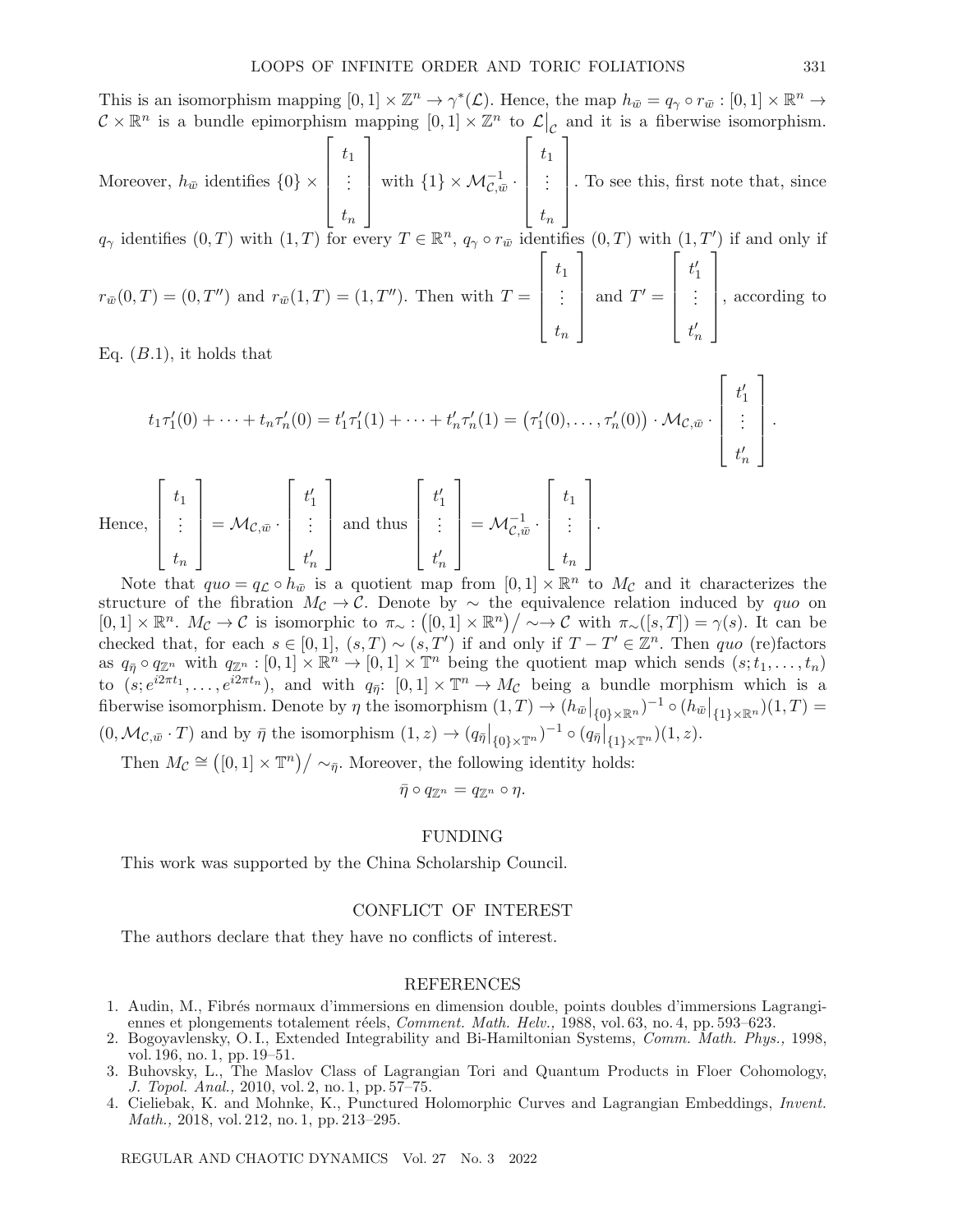This is an isomorphism mapping $[0,1] \times \mathbb{Z}^n \to \gamma^*(\mathcal{L})$. Hence, the map $h_{\bar{w}} = q_\gamma \circ r_{\bar{w}} : [0,1] \times \mathbb{R}^n \to \mathcal{C} \times \mathbb{R}^n$ is a bundle epimorphism mapping $[0,1] \times \mathbb{Z}^n$ to $\mathcal{L}\big|_{\mathcal{C}}$ and it is a fiberwise isomorphism. Moreover, $h_{\bar{w}}$ identifies $\{0\} \times \begin{bmatrix} t_1 \\ \vdots \\ t_n \end{bmatrix}$ with $\{1\} \times \mathcal{M}_{\mathcal{C},\bar{w}}^{-1} \cdot \begin{bmatrix} t_1 \\ \vdots \\ t_n \end{bmatrix}$. To see this, first note that, since $q_\gamma$ identifies $(0,T)$ with $(1,T)$ for every $T \in \mathbb{R}^n$, $q_\gamma \circ r_{\bar{w}}$ identifies $(0,T)$ with $(1,T')$ if and only if $r_{\bar{w}}(0,T) = (0,T'')$ and $r_{\bar{w}}(1,T) = (1,T'')$. Then with $T = \begin{bmatrix} t_1 \\ \vdots \\ t_n \end{bmatrix}$ and $T' = \begin{bmatrix} t_1' \\ \vdots \\ t_n' \end{bmatrix}$, according to Eq. $(B.1)$, it holds that

$$t_1\tau_1'(0) + \cdots + t_n\tau_n'(0) = t_1'\tau_1'(1) + \cdots + t_n'\tau_n'(1) = \big(\tau_1'(0), \ldots, \tau_n'(0)\big) \cdot \mathcal{M}_{\mathcal{C},\bar{w}} \cdot \begin{bmatrix} t_1' \\ \vdots \\ t_n' \end{bmatrix}.$$

Hence, $\begin{bmatrix} t_1 \\ \vdots \\ t_n \end{bmatrix} = \mathcal{M}_{\mathcal{C},\bar{w}} \cdot \begin{bmatrix} t_1' \\ \vdots \\ t_n' \end{bmatrix}$ and thus $\begin{bmatrix} t_1' \\ \vdots \\ t_n' \end{bmatrix} = \mathcal{M}_{\mathcal{C},\bar{w}}^{-1} \cdot \begin{bmatrix} t_1 \\ \vdots \\ t_n \end{bmatrix}$.

Note that $quo = q_{\mathcal{L}} \circ h_{\bar{w}}$ is a quotient map from $[0,1] \times \mathbb{R}^n$ to $M_{\mathcal{C}}$ and it characterizes the structure of the fibration $M_{\mathcal{C}} \to \mathcal{C}$. Denote by $\sim$ the equivalence relation induced by $quo$ on $[0,1] \times \mathbb{R}^n$. $M_{\mathcal{C}} \to \mathcal{C}$ is isomorphic to $\pi_\sim : \big([0,1] \times \mathbb{R}^n\big)/\sim \to \mathcal{C}$ with $\pi_\sim([s,T]) = \gamma(s)$. It can be checked that, for each $s \in [0,1]$, $(s,T) \sim (s,T')$ if and only if $T - T' \in \mathbb{Z}^n$. Then $quo$ (re)factors as $q_{\bar{\eta}} \circ q_{\mathbb{Z}^n}$ with $q_{\mathbb{Z}^n} : [0,1] \times \mathbb{R}^n \to [0,1] \times \mathbb{T}^n$ being the quotient map which sends $(s; t_1, \ldots, t_n)$ to $(s; e^{i2\pi t_1}, \ldots, e^{i2\pi t_n})$, and with $q_{\bar{\eta}}$: $[0,1] \times \mathbb{T}^n \to M_{\mathcal{C}}$ being a bundle morphism which is a fiberwise isomorphism. Denote by $\eta$ the isomorphism $(1,T) \to (h_{\bar{w}}\big|_{\{0\}\times\mathbb{R}^n})^{-1} \circ (h_{\bar{w}}\big|_{\{1\}\times\mathbb{R}^n})(1,T) = (0, \mathcal{M}_{\mathcal{C},\bar{w}} \cdot T)$ and by $\bar{\eta}$ the isomorphism $(1,z) \to (q_{\bar{\eta}}\big|_{\{0\}\times\mathbb{T}^n})^{-1} \circ (q_{\bar{\eta}}\big|_{\{1\}\times\mathbb{T}^n})(1,z)$.

Then $M_{\mathcal{C}} \cong \big([0,1] \times \mathbb{T}^n\big)/\sim_{\bar{\eta}}$. Moreover, the following identity holds:

$$\bar{\eta} \circ q_{\mathbb{Z}^n} = q_{\mathbb{Z}^n} \circ \eta.$$

## FUNDING

This work was supported by the China Scholarship Council.

## CONFLICT OF INTEREST

The authors declare that they have no conflicts of interest.

## REFERENCES

1. Audin, M., Fibrés normaux d'immersions en dimension double, points doubles d'immersions Lagrangiennes et plongements totalement réels, *Comment. Math. Helv.*, 1988, vol. 63, no. 4, pp. 593–623.
2. Bogoyavlensky, O. I., Extended Integrability and Bi-Hamiltonian Systems, *Comm. Math. Phys.*, 1998, vol. 196, no. 1, pp. 19–51.
3. Buhovsky, L., The Maslov Class of Lagrangian Tori and Quantum Products in Floer Cohomology, *J. Topol. Anal.*, 2010, vol. 2, no. 1, pp. 57–75.
4. Cieliebak, K. and Mohnke, K., Punctured Holomorphic Curves and Lagrangian Embeddings, *Invent. Math.*, 2018, vol. 212, no. 1, pp. 213–295.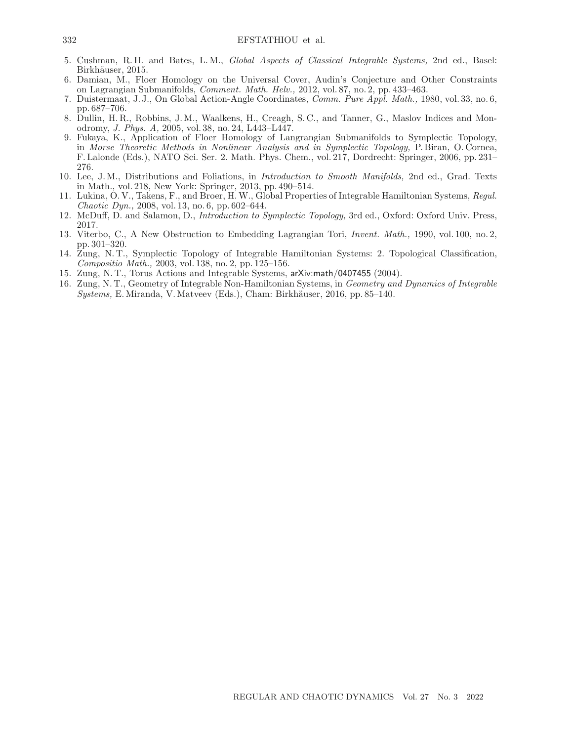5. Cushman, R. H. and Bates, L. M., *Global Aspects of Classical Integrable Systems,* 2nd ed., Basel: Birkhäuser, 2015.
6. Damian, M., Floer Homology on the Universal Cover, Audin's Conjecture and Other Constraints on Lagrangian Submanifolds, *Comment. Math. Helv.,* 2012, vol. 87, no. 2, pp. 433–463.
7. Duistermaat, J. J., On Global Action-Angle Coordinates, *Comm. Pure Appl. Math.,* 1980, vol. 33, no. 6, pp. 687–706.
8. Dullin, H. R., Robbins, J. M., Waalkens, H., Creagh, S. C., and Tanner, G., Maslov Indices and Monodromy, *J. Phys. A,* 2005, vol. 38, no. 24, L443–L447.
9. Fukaya, K., Application of Floer Homology of Langrangian Submanifolds to Symplectic Topology, in *Morse Theoretic Methods in Nonlinear Analysis and in Symplectic Topology,* P. Biran, O. Cornea, F. Lalonde (Eds.), NATO Sci. Ser. 2. Math. Phys. Chem., vol. 217, Dordrecht: Springer, 2006, pp. 231–276.
10. Lee, J. M., Distributions and Foliations, in *Introduction to Smooth Manifolds,* 2nd ed., Grad. Texts in Math., vol. 218, New York: Springer, 2013, pp. 490–514.
11. Lukina, O. V., Takens, F., and Broer, H. W., Global Properties of Integrable Hamiltonian Systems, *Regul. Chaotic Dyn.,* 2008, vol. 13, no. 6, pp. 602–644.
12. McDuff, D. and Salamon, D., *Introduction to Symplectic Topology,* 3rd ed., Oxford: Oxford Univ. Press, 2017.
13. Viterbo, C., A New Obstruction to Embedding Lagrangian Tori, *Invent. Math.,* 1990, vol. 100, no. 2, pp. 301–320.
14. Zung, N. T., Symplectic Topology of Integrable Hamiltonian Systems: 2. Topological Classification, *Compositio Math.,* 2003, vol. 138, no. 2, pp. 125–156.
15. Zung, N. T., Torus Actions and Integrable Systems, arXiv:math/0407455 (2004).
16. Zung, N. T., Geometry of Integrable Non-Hamiltonian Systems, in *Geometry and Dynamics of Integrable Systems,* E. Miranda, V. Matveev (Eds.), Cham: Birkhäuser, 2016, pp. 85–140.